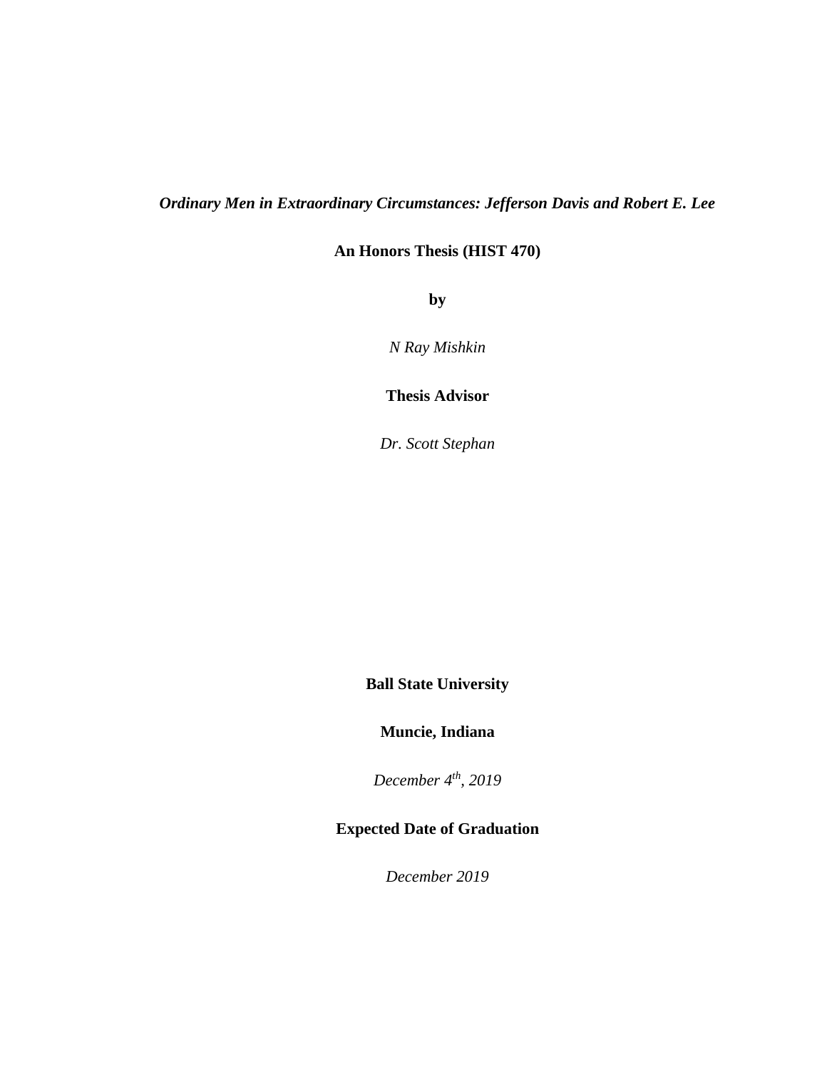***Ordinary Men in Extraordinary Circumstances: Jefferson Davis and Robert E. Lee***

**An Honors Thesis (HIST 470)**

**by**

*N Ray Mishkin*

**Thesis Advisor**

*Dr. Scott Stephan*

**Ball State University**

**Muncie, Indiana**

*December 4th, 2019*

**Expected Date of Graduation**

*December 2019*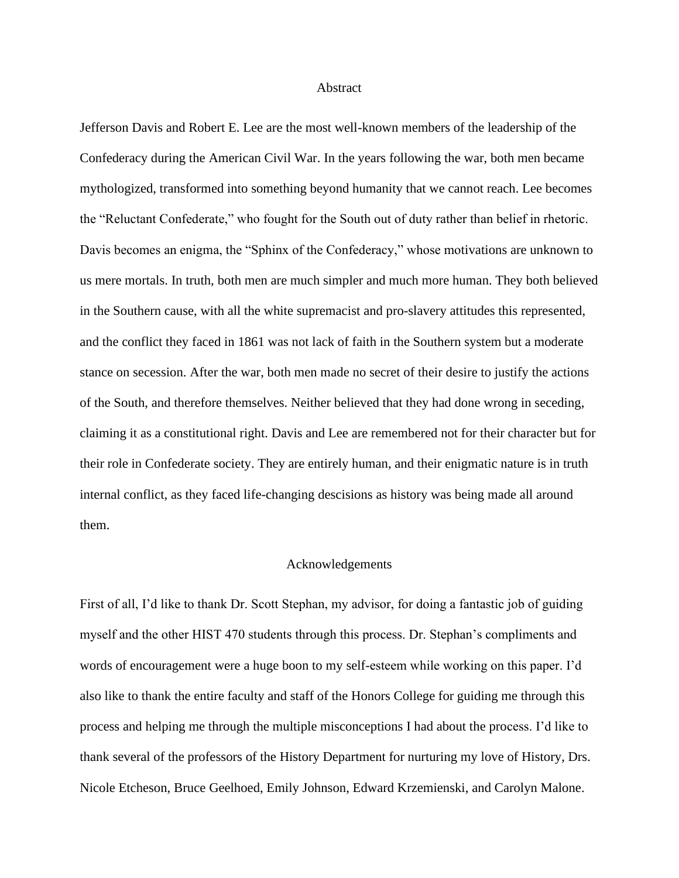## Abstract

Jefferson Davis and Robert E. Lee are the most well-known members of the leadership of the Confederacy during the American Civil War. In the years following the war, both men became mythologized, transformed into something beyond humanity that we cannot reach. Lee becomes the "Reluctant Confederate," who fought for the South out of duty rather than belief in rhetoric. Davis becomes an enigma, the "Sphinx of the Confederacy," whose motivations are unknown to us mere mortals. In truth, both men are much simpler and much more human. They both believed in the Southern cause, with all the white supremacist and pro-slavery attitudes this represented, and the conflict they faced in 1861 was not lack of faith in the Southern system but a moderate stance on secession. After the war, both men made no secret of their desire to justify the actions of the South, and therefore themselves. Neither believed that they had done wrong in seceding, claiming it as a constitutional right. Davis and Lee are remembered not for their character but for their role in Confederate society. They are entirely human, and their enigmatic nature is in truth internal conflict, as they faced life-changing descisions as history was being made all around them.

## Acknowledgements

First of all, I'd like to thank Dr. Scott Stephan, my advisor, for doing a fantastic job of guiding myself and the other HIST 470 students through this process. Dr. Stephan's compliments and words of encouragement were a huge boon to my self-esteem while working on this paper. I'd also like to thank the entire faculty and staff of the Honors College for guiding me through this process and helping me through the multiple misconceptions I had about the process. I'd like to thank several of the professors of the History Department for nurturing my love of History, Drs. Nicole Etcheson, Bruce Geelhoed, Emily Johnson, Edward Krzemienski, and Carolyn Malone.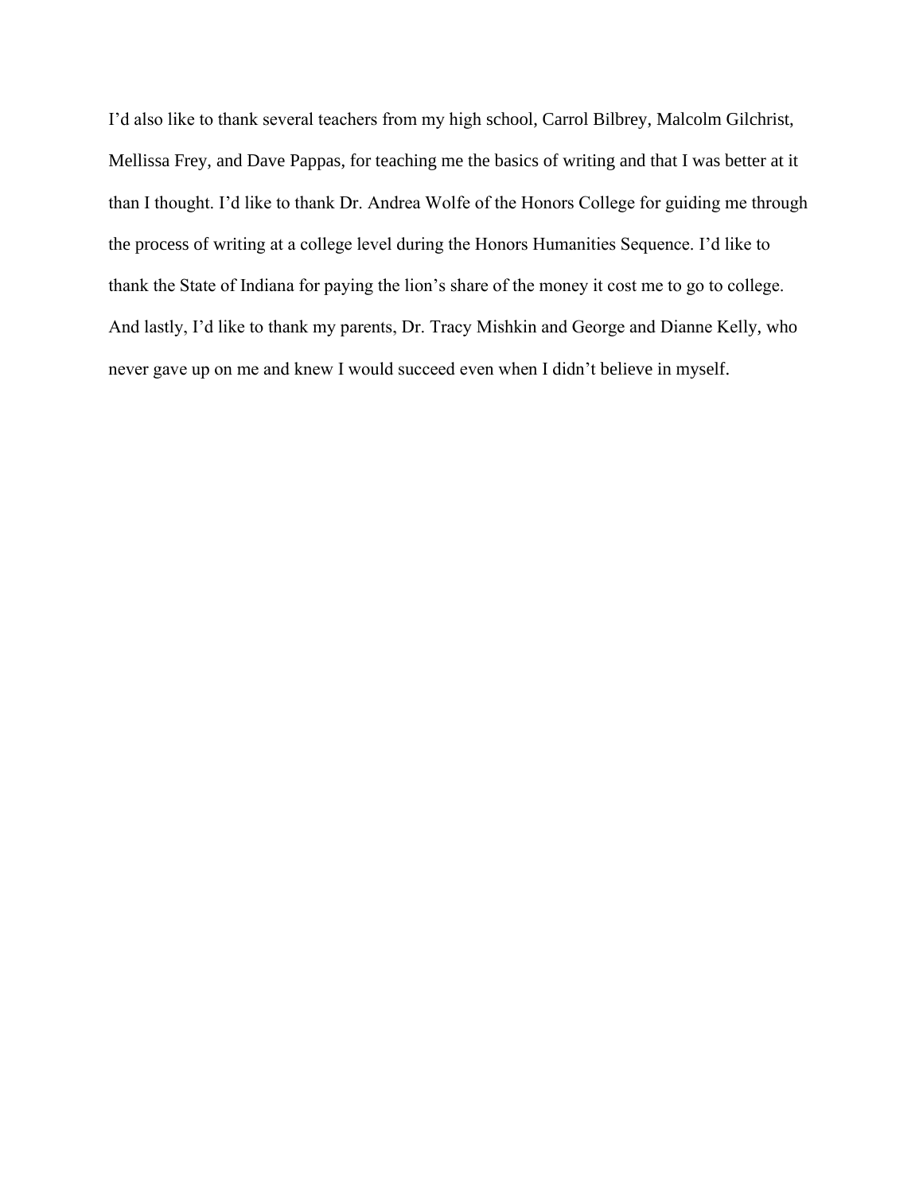I'd also like to thank several teachers from my high school, Carrol Bilbrey, Malcolm Gilchrist, Mellissa Frey, and Dave Pappas, for teaching me the basics of writing and that I was better at it than I thought. I'd like to thank Dr. Andrea Wolfe of the Honors College for guiding me through the process of writing at a college level during the Honors Humanities Sequence. I'd like to thank the State of Indiana for paying the lion's share of the money it cost me to go to college. And lastly, I'd like to thank my parents, Dr. Tracy Mishkin and George and Dianne Kelly, who never gave up on me and knew I would succeed even when I didn't believe in myself.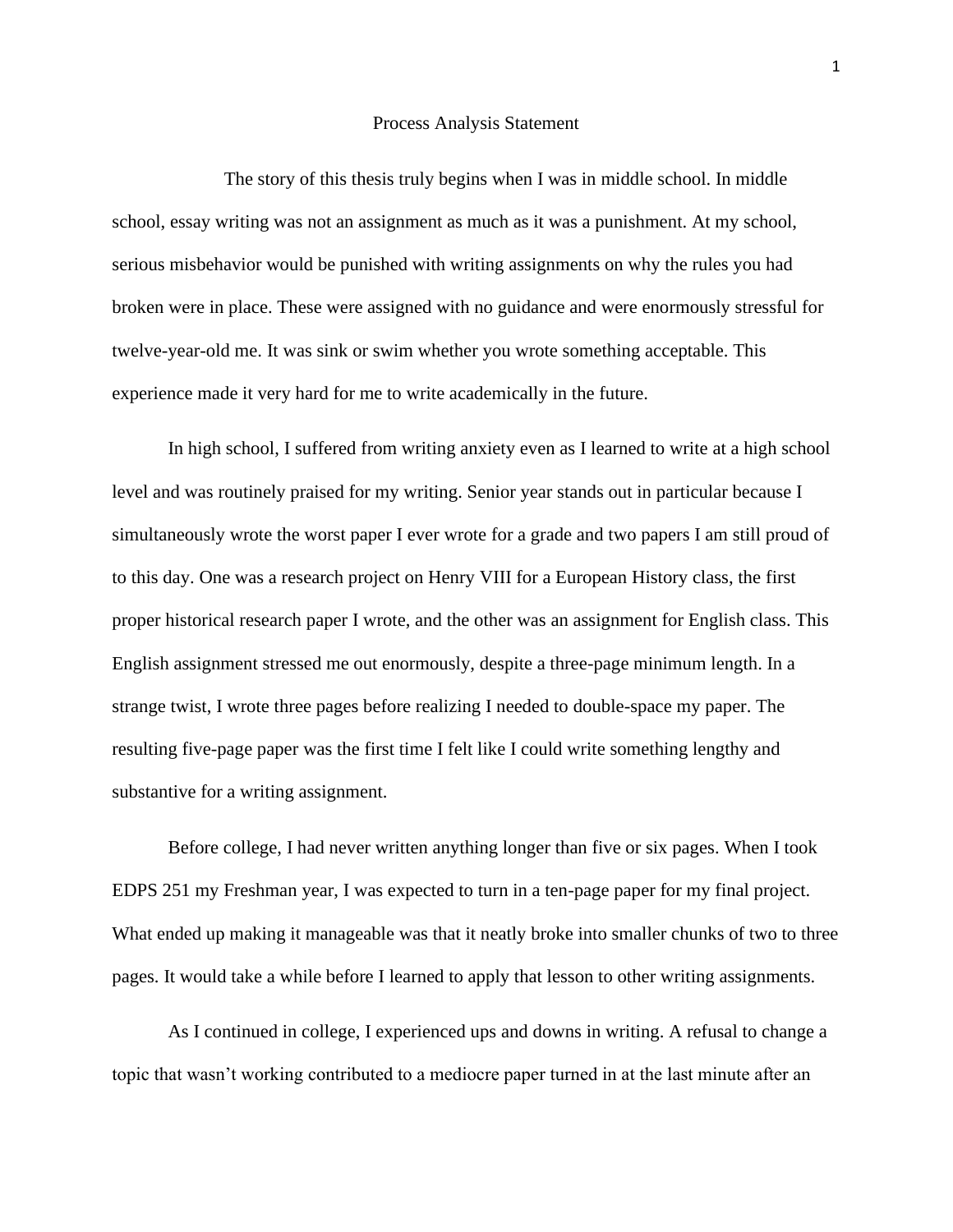# Process Analysis Statement

The story of this thesis truly begins when I was in middle school. In middle school, essay writing was not an assignment as much as it was a punishment. At my school, serious misbehavior would be punished with writing assignments on why the rules you had broken were in place. These were assigned with no guidance and were enormously stressful for twelve-year-old me. It was sink or swim whether you wrote something acceptable. This experience made it very hard for me to write academically in the future.

In high school, I suffered from writing anxiety even as I learned to write at a high school level and was routinely praised for my writing. Senior year stands out in particular because I simultaneously wrote the worst paper I ever wrote for a grade and two papers I am still proud of to this day. One was a research project on Henry VIII for a European History class, the first proper historical research paper I wrote, and the other was an assignment for English class. This English assignment stressed me out enormously, despite a three-page minimum length. In a strange twist, I wrote three pages before realizing I needed to double-space my paper. The resulting five-page paper was the first time I felt like I could write something lengthy and substantive for a writing assignment.

Before college, I had never written anything longer than five or six pages. When I took EDPS 251 my Freshman year, I was expected to turn in a ten-page paper for my final project. What ended up making it manageable was that it neatly broke into smaller chunks of two to three pages. It would take a while before I learned to apply that lesson to other writing assignments.

As I continued in college, I experienced ups and downs in writing. A refusal to change a topic that wasn't working contributed to a mediocre paper turned in at the last minute after an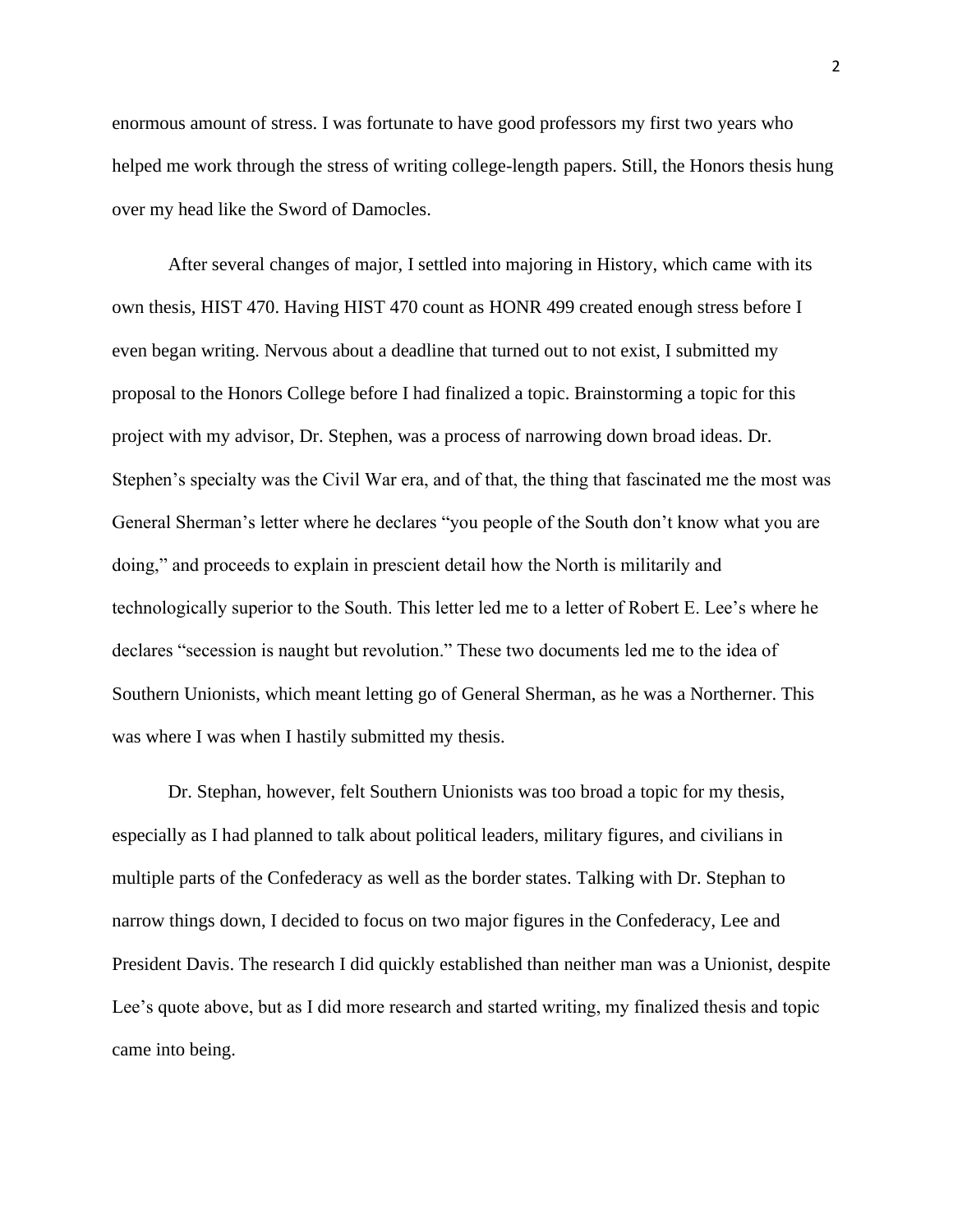enormous amount of stress. I was fortunate to have good professors my first two years who helped me work through the stress of writing college-length papers. Still, the Honors thesis hung over my head like the Sword of Damocles.

After several changes of major, I settled into majoring in History, which came with its own thesis, HIST 470. Having HIST 470 count as HONR 499 created enough stress before I even began writing. Nervous about a deadline that turned out to not exist, I submitted my proposal to the Honors College before I had finalized a topic. Brainstorming a topic for this project with my advisor, Dr. Stephen, was a process of narrowing down broad ideas. Dr. Stephen's specialty was the Civil War era, and of that, the thing that fascinated me the most was General Sherman's letter where he declares "you people of the South don't know what you are doing," and proceeds to explain in prescient detail how the North is militarily and technologically superior to the South. This letter led me to a letter of Robert E. Lee's where he declares "secession is naught but revolution." These two documents led me to the idea of Southern Unionists, which meant letting go of General Sherman, as he was a Northerner. This was where I was when I hastily submitted my thesis.

Dr. Stephan, however, felt Southern Unionists was too broad a topic for my thesis, especially as I had planned to talk about political leaders, military figures, and civilians in multiple parts of the Confederacy as well as the border states. Talking with Dr. Stephan to narrow things down, I decided to focus on two major figures in the Confederacy, Lee and President Davis. The research I did quickly established than neither man was a Unionist, despite Lee's quote above, but as I did more research and started writing, my finalized thesis and topic came into being.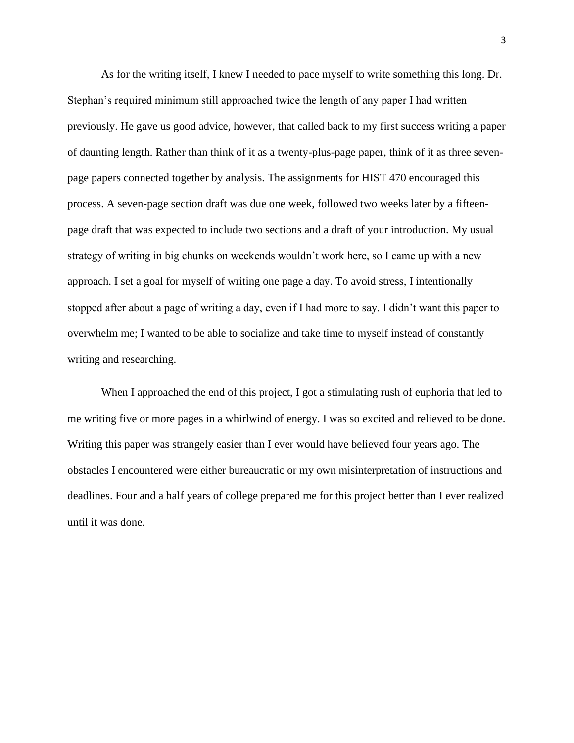As for the writing itself, I knew I needed to pace myself to write something this long. Dr. Stephan's required minimum still approached twice the length of any paper I had written previously. He gave us good advice, however, that called back to my first success writing a paper of daunting length. Rather than think of it as a twenty-plus-page paper, think of it as three seven-page papers connected together by analysis. The assignments for HIST 470 encouraged this process. A seven-page section draft was due one week, followed two weeks later by a fifteen-page draft that was expected to include two sections and a draft of your introduction. My usual strategy of writing in big chunks on weekends wouldn't work here, so I came up with a new approach. I set a goal for myself of writing one page a day. To avoid stress, I intentionally stopped after about a page of writing a day, even if I had more to say. I didn't want this paper to overwhelm me; I wanted to be able to socialize and take time to myself instead of constantly writing and researching.

When I approached the end of this project, I got a stimulating rush of euphoria that led to me writing five or more pages in a whirlwind of energy. I was so excited and relieved to be done. Writing this paper was strangely easier than I ever would have believed four years ago. The obstacles I encountered were either bureaucratic or my own misinterpretation of instructions and deadlines. Four and a half years of college prepared me for this project better than I ever realized until it was done.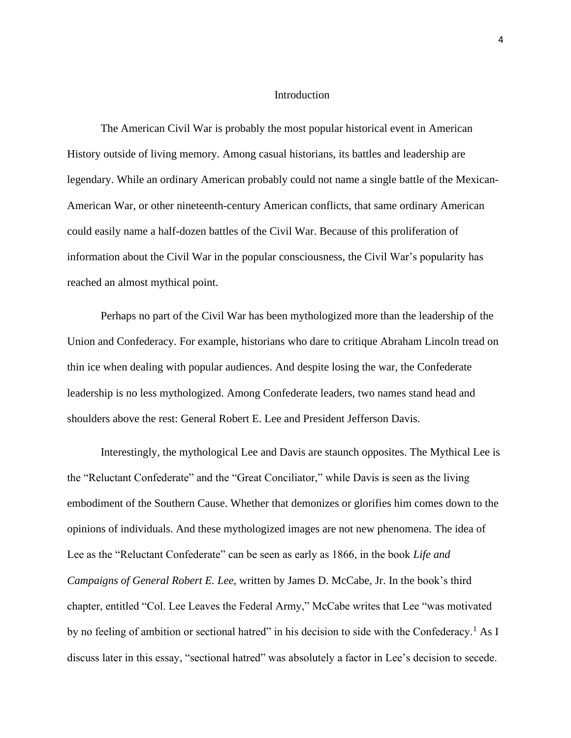## Introduction

The American Civil War is probably the most popular historical event in American History outside of living memory. Among casual historians, its battles and leadership are legendary. While an ordinary American probably could not name a single battle of the Mexican-American War, or other nineteenth-century American conflicts, that same ordinary American could easily name a half-dozen battles of the Civil War. Because of this proliferation of information about the Civil War in the popular consciousness, the Civil War's popularity has reached an almost mythical point.

Perhaps no part of the Civil War has been mythologized more than the leadership of the Union and Confederacy. For example, historians who dare to critique Abraham Lincoln tread on thin ice when dealing with popular audiences. And despite losing the war, the Confederate leadership is no less mythologized. Among Confederate leaders, two names stand head and shoulders above the rest: General Robert E. Lee and President Jefferson Davis.

Interestingly, the mythological Lee and Davis are staunch opposites. The Mythical Lee is the "Reluctant Confederate" and the "Great Conciliator," while Davis is seen as the living embodiment of the Southern Cause. Whether that demonizes or glorifies him comes down to the opinions of individuals. And these mythologized images are not new phenomena. The idea of Lee as the "Reluctant Confederate" can be seen as early as 1866, in the book *Life and Campaigns of General Robert E. Lee,* written by James D. McCabe, Jr. In the book's third chapter, entitled "Col. Lee Leaves the Federal Army," McCabe writes that Lee "was motivated by no feeling of ambition or sectional hatred" in his decision to side with the Confederacy.[1] As I discuss later in this essay, "sectional hatred" was absolutely a factor in Lee's decision to secede.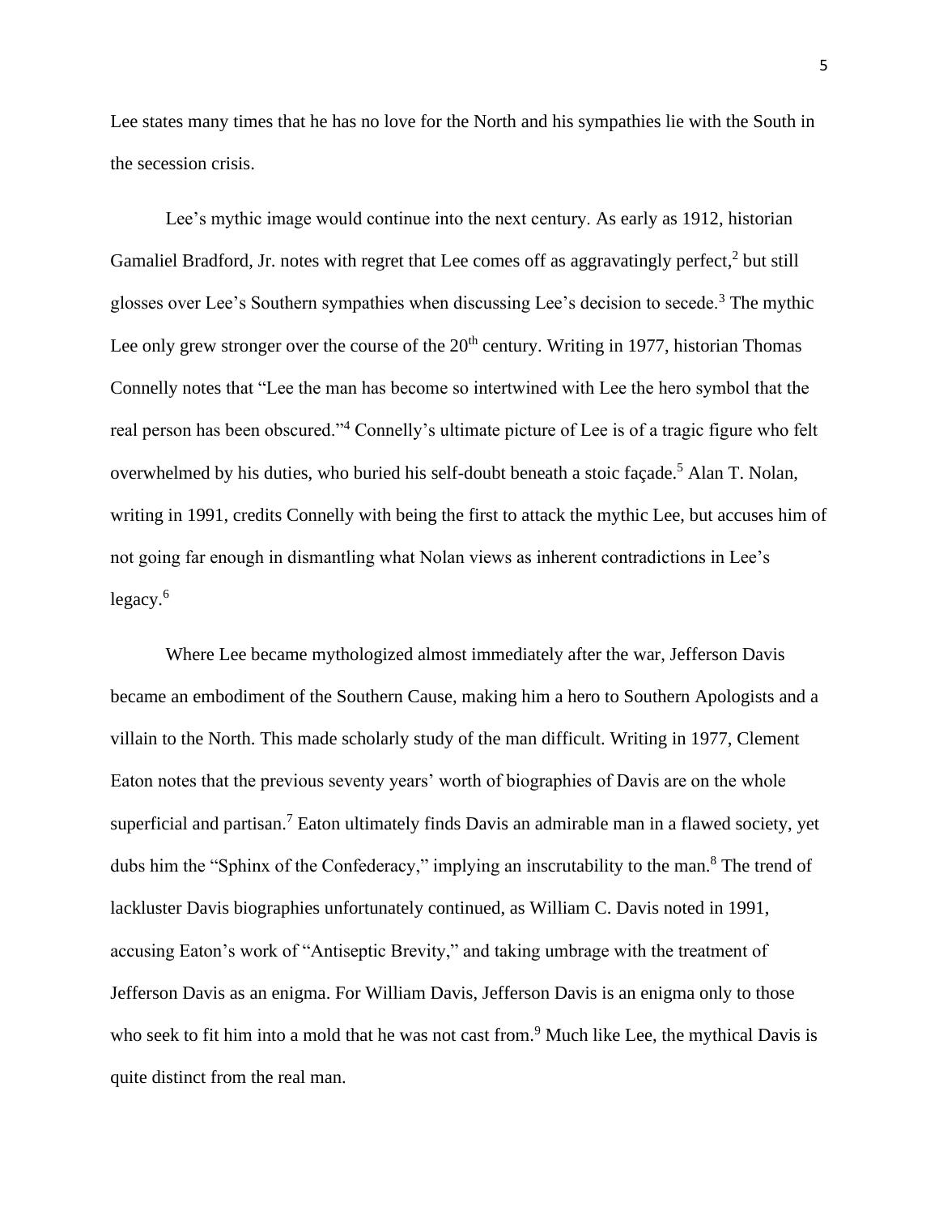Lee states many times that he has no love for the North and his sympathies lie with the South in the secession crisis.

Lee's mythic image would continue into the next century. As early as 1912, historian Gamaliel Bradford, Jr. notes with regret that Lee comes off as aggravatingly perfect,[2] but still glosses over Lee's Southern sympathies when discussing Lee's decision to secede.[3] The mythic Lee only grew stronger over the course of the 20th century. Writing in 1977, historian Thomas Connelly notes that "Lee the man has become so intertwined with Lee the hero symbol that the real person has been obscured."[4] Connelly's ultimate picture of Lee is of a tragic figure who felt overwhelmed by his duties, who buried his self-doubt beneath a stoic façade.[5] Alan T. Nolan, writing in 1991, credits Connelly with being the first to attack the mythic Lee, but accuses him of not going far enough in dismantling what Nolan views as inherent contradictions in Lee's legacy.[6]

Where Lee became mythologized almost immediately after the war, Jefferson Davis became an embodiment of the Southern Cause, making him a hero to Southern Apologists and a villain to the North. This made scholarly study of the man difficult. Writing in 1977, Clement Eaton notes that the previous seventy years' worth of biographies of Davis are on the whole superficial and partisan.[7] Eaton ultimately finds Davis an admirable man in a flawed society, yet dubs him the "Sphinx of the Confederacy," implying an inscrutability to the man.[8] The trend of lackluster Davis biographies unfortunately continued, as William C. Davis noted in 1991, accusing Eaton's work of "Antiseptic Brevity," and taking umbrage with the treatment of Jefferson Davis as an enigma. For William Davis, Jefferson Davis is an enigma only to those who seek to fit him into a mold that he was not cast from.[9] Much like Lee, the mythical Davis is quite distinct from the real man.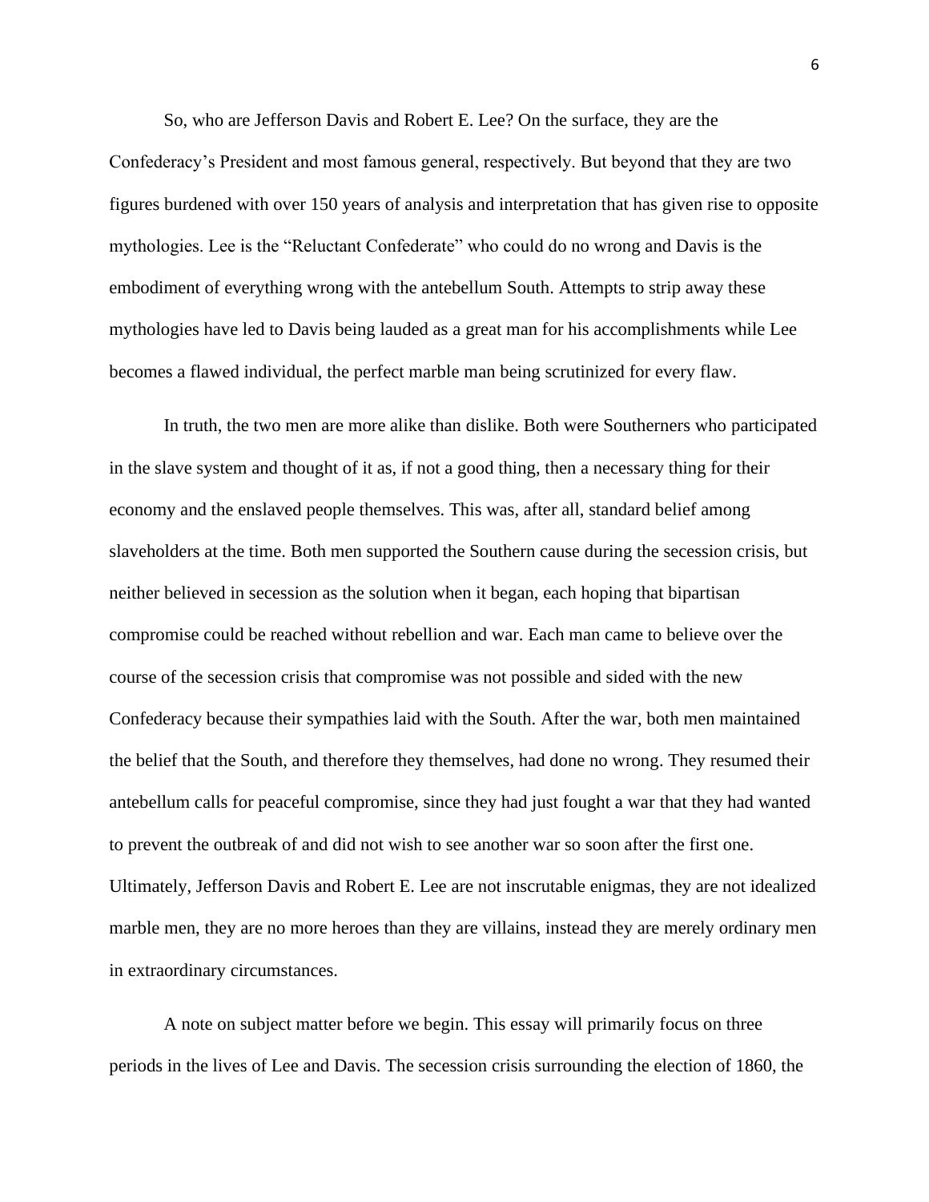So, who are Jefferson Davis and Robert E. Lee? On the surface, they are the Confederacy's President and most famous general, respectively. But beyond that they are two figures burdened with over 150 years of analysis and interpretation that has given rise to opposite mythologies. Lee is the "Reluctant Confederate" who could do no wrong and Davis is the embodiment of everything wrong with the antebellum South. Attempts to strip away these mythologies have led to Davis being lauded as a great man for his accomplishments while Lee becomes a flawed individual, the perfect marble man being scrutinized for every flaw.

In truth, the two men are more alike than dislike. Both were Southerners who participated in the slave system and thought of it as, if not a good thing, then a necessary thing for their economy and the enslaved people themselves. This was, after all, standard belief among slaveholders at the time. Both men supported the Southern cause during the secession crisis, but neither believed in secession as the solution when it began, each hoping that bipartisan compromise could be reached without rebellion and war. Each man came to believe over the course of the secession crisis that compromise was not possible and sided with the new Confederacy because their sympathies laid with the South. After the war, both men maintained the belief that the South, and therefore they themselves, had done no wrong. They resumed their antebellum calls for peaceful compromise, since they had just fought a war that they had wanted to prevent the outbreak of and did not wish to see another war so soon after the first one. Ultimately, Jefferson Davis and Robert E. Lee are not inscrutable enigmas, they are not idealized marble men, they are no more heroes than they are villains, instead they are merely ordinary men in extraordinary circumstances.

A note on subject matter before we begin. This essay will primarily focus on three periods in the lives of Lee and Davis. The secession crisis surrounding the election of 1860, the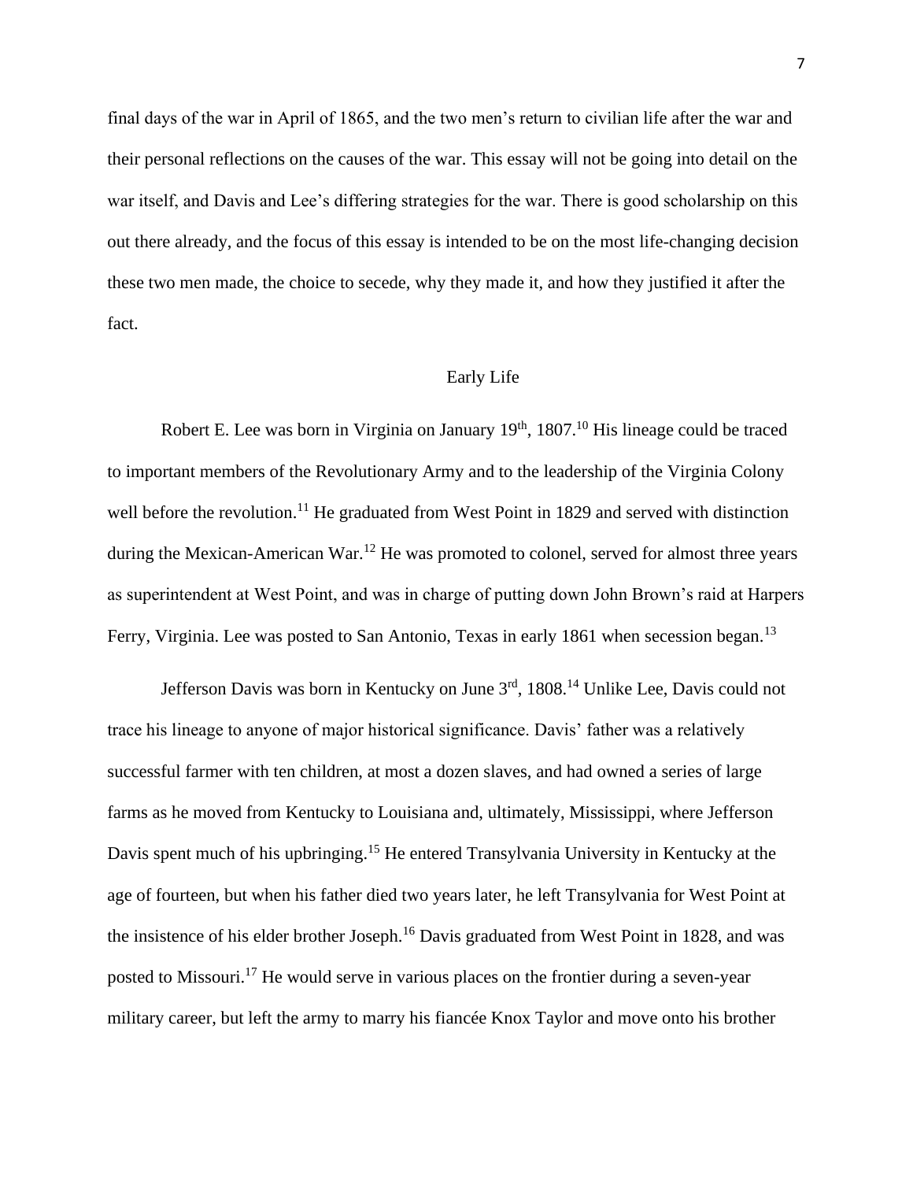final days of the war in April of 1865, and the two men's return to civilian life after the war and their personal reflections on the causes of the war. This essay will not be going into detail on the war itself, and Davis and Lee's differing strategies for the war. There is good scholarship on this out there already, and the focus of this essay is intended to be on the most life-changing decision these two men made, the choice to secede, why they made it, and how they justified it after the fact.

## Early Life

Robert E. Lee was born in Virginia on January 19th, 1807.[10] His lineage could be traced to important members of the Revolutionary Army and to the leadership of the Virginia Colony well before the revolution.[11] He graduated from West Point in 1829 and served with distinction during the Mexican-American War.[12] He was promoted to colonel, served for almost three years as superintendent at West Point, and was in charge of putting down John Brown's raid at Harpers Ferry, Virginia. Lee was posted to San Antonio, Texas in early 1861 when secession began.[13]

Jefferson Davis was born in Kentucky on June 3rd, 1808.[14] Unlike Lee, Davis could not trace his lineage to anyone of major historical significance. Davis' father was a relatively successful farmer with ten children, at most a dozen slaves, and had owned a series of large farms as he moved from Kentucky to Louisiana and, ultimately, Mississippi, where Jefferson Davis spent much of his upbringing.[15] He entered Transylvania University in Kentucky at the age of fourteen, but when his father died two years later, he left Transylvania for West Point at the insistence of his elder brother Joseph.[16] Davis graduated from West Point in 1828, and was posted to Missouri.[17] He would serve in various places on the frontier during a seven-year military career, but left the army to marry his fiancée Knox Taylor and move onto his brother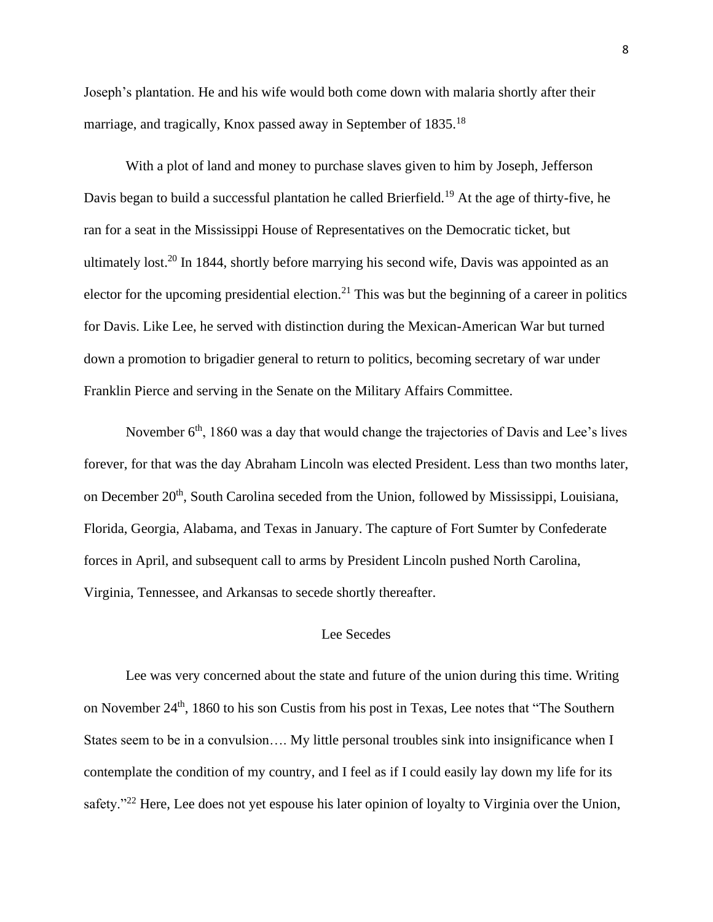Joseph's plantation. He and his wife would both come down with malaria shortly after their marriage, and tragically, Knox passed away in September of 1835.[18]

With a plot of land and money to purchase slaves given to him by Joseph, Jefferson Davis began to build a successful plantation he called Brierfield.[19] At the age of thirty-five, he ran for a seat in the Mississippi House of Representatives on the Democratic ticket, but ultimately lost.[20] In 1844, shortly before marrying his second wife, Davis was appointed as an elector for the upcoming presidential election.[21] This was but the beginning of a career in politics for Davis. Like Lee, he served with distinction during the Mexican-American War but turned down a promotion to brigadier general to return to politics, becoming secretary of war under Franklin Pierce and serving in the Senate on the Military Affairs Committee.

November 6th, 1860 was a day that would change the trajectories of Davis and Lee's lives forever, for that was the day Abraham Lincoln was elected President. Less than two months later, on December 20th, South Carolina seceded from the Union, followed by Mississippi, Louisiana, Florida, Georgia, Alabama, and Texas in January. The capture of Fort Sumter by Confederate forces in April, and subsequent call to arms by President Lincoln pushed North Carolina, Virginia, Tennessee, and Arkansas to secede shortly thereafter.

## Lee Secedes

Lee was very concerned about the state and future of the union during this time. Writing on November 24th, 1860 to his son Custis from his post in Texas, Lee notes that "The Southern States seem to be in a convulsion…. My little personal troubles sink into insignificance when I contemplate the condition of my country, and I feel as if I could easily lay down my life for its safety."[22] Here, Lee does not yet espouse his later opinion of loyalty to Virginia over the Union,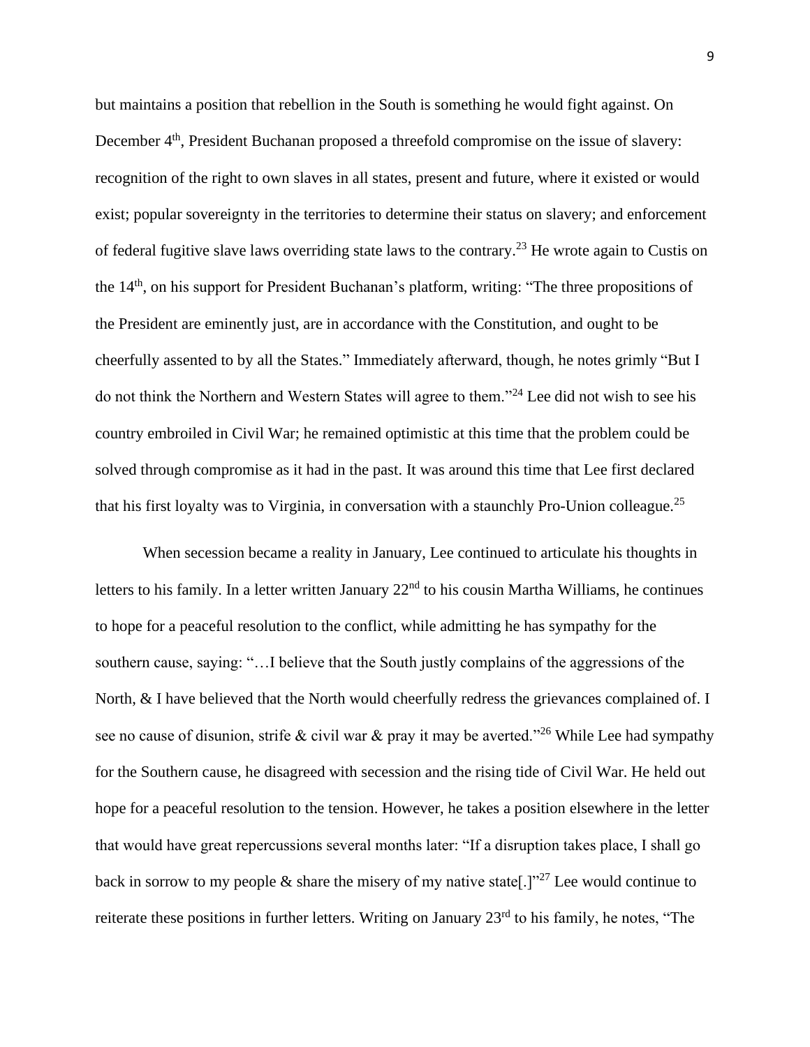but maintains a position that rebellion in the South is something he would fight against. On December 4th, President Buchanan proposed a threefold compromise on the issue of slavery: recognition of the right to own slaves in all states, present and future, where it existed or would exist; popular sovereignty in the territories to determine their status on slavery; and enforcement of federal fugitive slave laws overriding state laws to the contrary.[23] He wrote again to Custis on the 14th, on his support for President Buchanan's platform, writing: "The three propositions of the President are eminently just, are in accordance with the Constitution, and ought to be cheerfully assented to by all the States." Immediately afterward, though, he notes grimly "But I do not think the Northern and Western States will agree to them."[24] Lee did not wish to see his country embroiled in Civil War; he remained optimistic at this time that the problem could be solved through compromise as it had in the past. It was around this time that Lee first declared that his first loyalty was to Virginia, in conversation with a staunchly Pro-Union colleague.[25]

When secession became a reality in January, Lee continued to articulate his thoughts in letters to his family. In a letter written January 22nd to his cousin Martha Williams, he continues to hope for a peaceful resolution to the conflict, while admitting he has sympathy for the southern cause, saying: "…I believe that the South justly complains of the aggressions of the North, & I have believed that the North would cheerfully redress the grievances complained of. I see no cause of disunion, strife & civil war & pray it may be averted."[26] While Lee had sympathy for the Southern cause, he disagreed with secession and the rising tide of Civil War. He held out hope for a peaceful resolution to the tension. However, he takes a position elsewhere in the letter that would have great repercussions several months later: "If a disruption takes place, I shall go back in sorrow to my people & share the misery of my native state[.]"[27] Lee would continue to reiterate these positions in further letters. Writing on January 23rd to his family, he notes, "The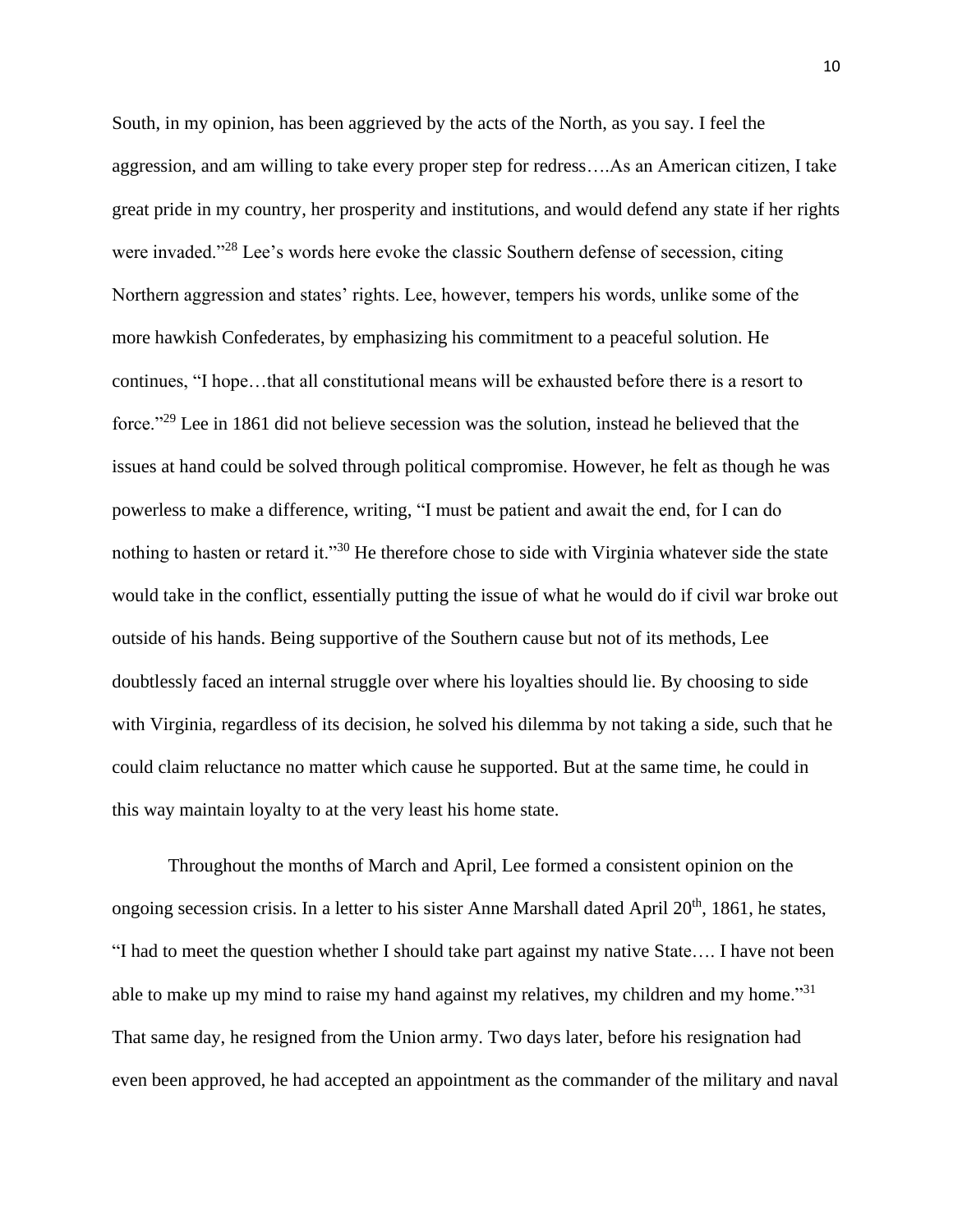South, in my opinion, has been aggrieved by the acts of the North, as you say. I feel the aggression, and am willing to take every proper step for redress….As an American citizen, I take great pride in my country, her prosperity and institutions, and would defend any state if her rights were invaded."[28] Lee's words here evoke the classic Southern defense of secession, citing Northern aggression and states' rights. Lee, however, tempers his words, unlike some of the more hawkish Confederates, by emphasizing his commitment to a peaceful solution. He continues, "I hope…that all constitutional means will be exhausted before there is a resort to force."[29] Lee in 1861 did not believe secession was the solution, instead he believed that the issues at hand could be solved through political compromise. However, he felt as though he was powerless to make a difference, writing, "I must be patient and await the end, for I can do nothing to hasten or retard it."[30] He therefore chose to side with Virginia whatever side the state would take in the conflict, essentially putting the issue of what he would do if civil war broke out outside of his hands. Being supportive of the Southern cause but not of its methods, Lee doubtlessly faced an internal struggle over where his loyalties should lie. By choosing to side with Virginia, regardless of its decision, he solved his dilemma by not taking a side, such that he could claim reluctance no matter which cause he supported. But at the same time, he could in this way maintain loyalty to at the very least his home state.

Throughout the months of March and April, Lee formed a consistent opinion on the ongoing secession crisis. In a letter to his sister Anne Marshall dated April 20th, 1861, he states, "I had to meet the question whether I should take part against my native State…. I have not been able to make up my mind to raise my hand against my relatives, my children and my home."[31] That same day, he resigned from the Union army. Two days later, before his resignation had even been approved, he had accepted an appointment as the commander of the military and naval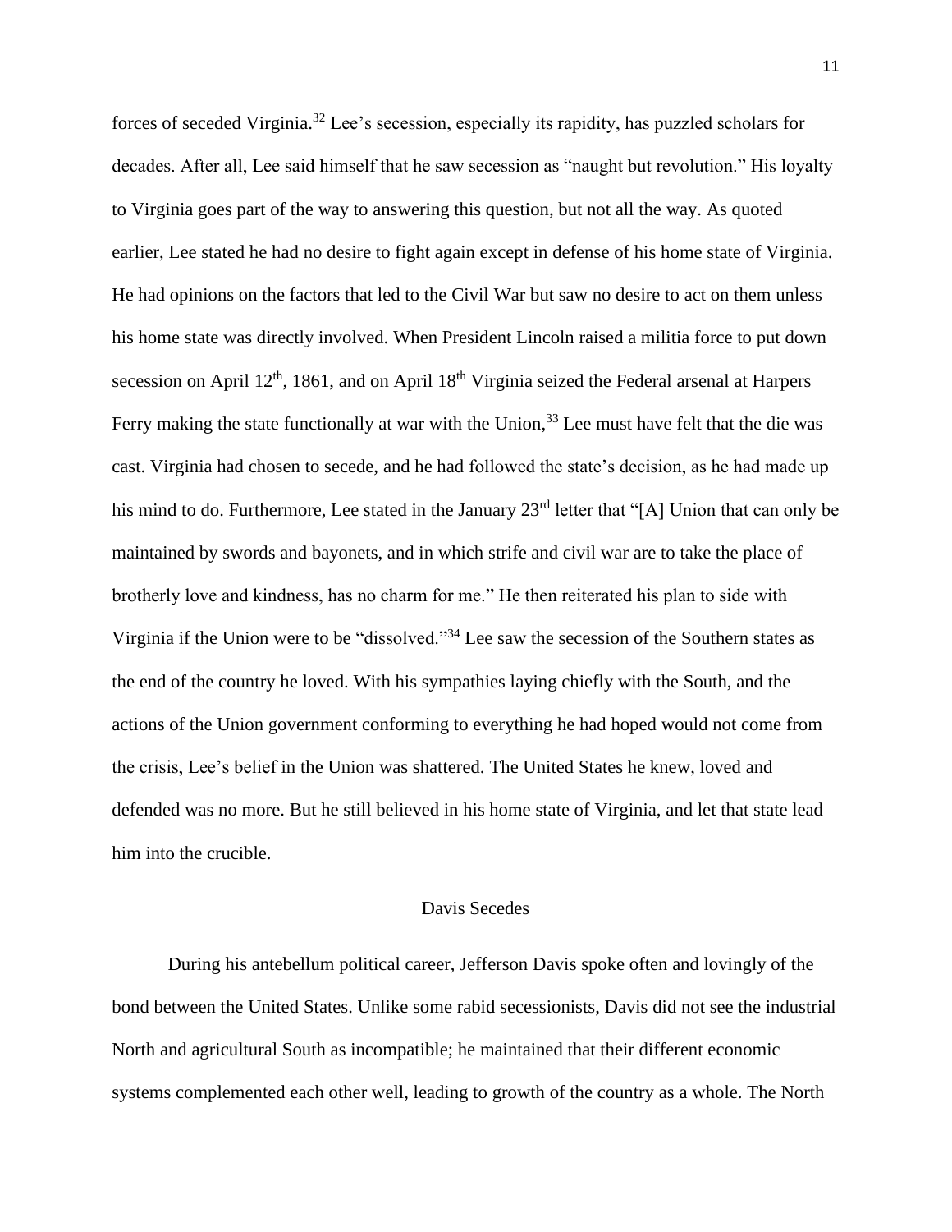forces of seceded Virginia.[32] Lee's secession, especially its rapidity, has puzzled scholars for decades. After all, Lee said himself that he saw secession as "naught but revolution." His loyalty to Virginia goes part of the way to answering this question, but not all the way. As quoted earlier, Lee stated he had no desire to fight again except in defense of his home state of Virginia. He had opinions on the factors that led to the Civil War but saw no desire to act on them unless his home state was directly involved. When President Lincoln raised a militia force to put down secession on April 12th, 1861, and on April 18th Virginia seized the Federal arsenal at Harpers Ferry making the state functionally at war with the Union,[33] Lee must have felt that the die was cast. Virginia had chosen to secede, and he had followed the state's decision, as he had made up his mind to do. Furthermore, Lee stated in the January 23rd letter that "[A] Union that can only be maintained by swords and bayonets, and in which strife and civil war are to take the place of brotherly love and kindness, has no charm for me." He then reiterated his plan to side with Virginia if the Union were to be "dissolved."[34] Lee saw the secession of the Southern states as the end of the country he loved. With his sympathies laying chiefly with the South, and the actions of the Union government conforming to everything he had hoped would not come from the crisis, Lee's belief in the Union was shattered. The United States he knew, loved and defended was no more. But he still believed in his home state of Virginia, and let that state lead him into the crucible.

## Davis Secedes

During his antebellum political career, Jefferson Davis spoke often and lovingly of the bond between the United States. Unlike some rabid secessionists, Davis did not see the industrial North and agricultural South as incompatible; he maintained that their different economic systems complemented each other well, leading to growth of the country as a whole. The North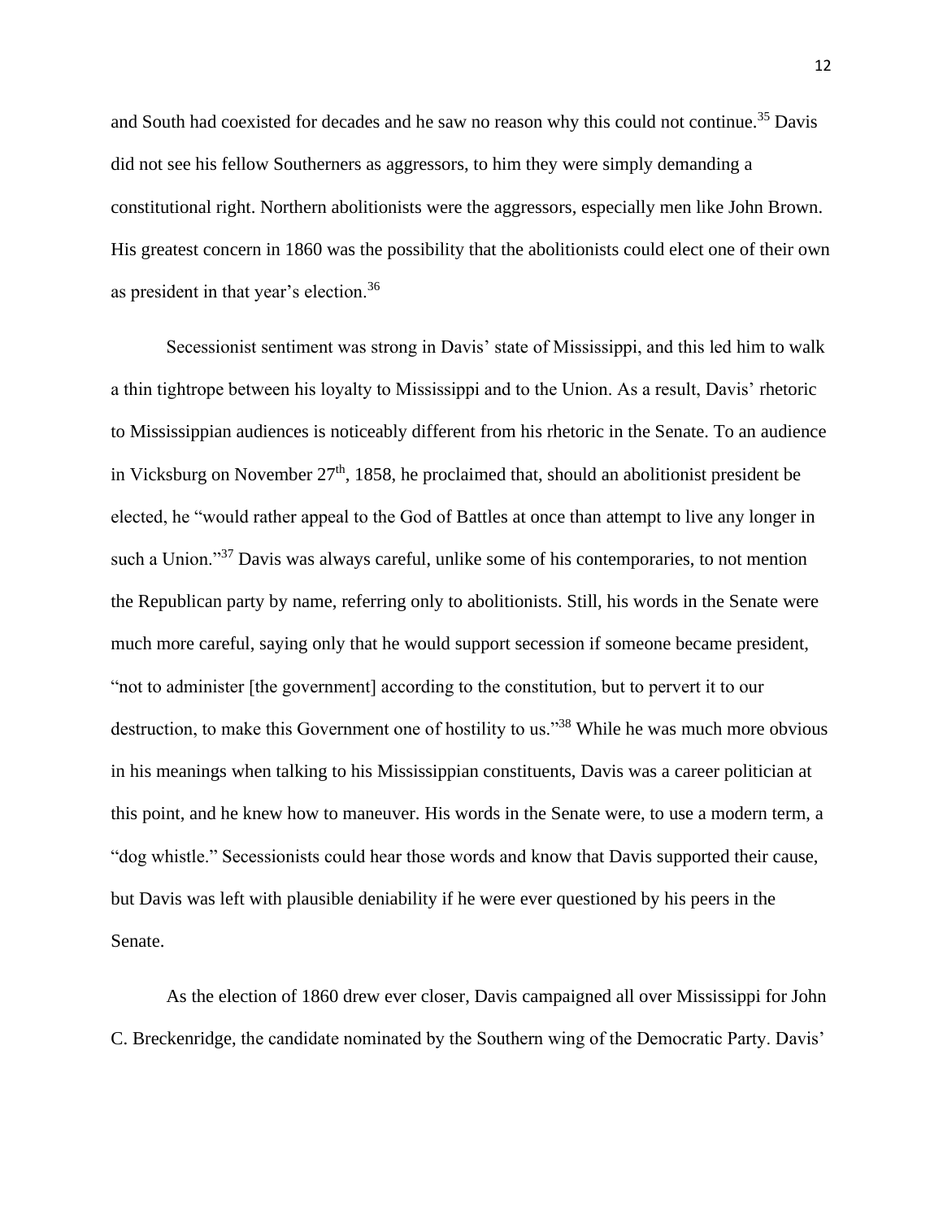and South had coexisted for decades and he saw no reason why this could not continue.[35] Davis did not see his fellow Southerners as aggressors, to him they were simply demanding a constitutional right. Northern abolitionists were the aggressors, especially men like John Brown. His greatest concern in 1860 was the possibility that the abolitionists could elect one of their own as president in that year's election.[36]

Secessionist sentiment was strong in Davis' state of Mississippi, and this led him to walk a thin tightrope between his loyalty to Mississippi and to the Union. As a result, Davis' rhetoric to Mississippian audiences is noticeably different from his rhetoric in the Senate. To an audience in Vicksburg on November 27th, 1858, he proclaimed that, should an abolitionist president be elected, he "would rather appeal to the God of Battles at once than attempt to live any longer in such a Union."[37] Davis was always careful, unlike some of his contemporaries, to not mention the Republican party by name, referring only to abolitionists. Still, his words in the Senate were much more careful, saying only that he would support secession if someone became president, "not to administer [the government] according to the constitution, but to pervert it to our destruction, to make this Government one of hostility to us."[38] While he was much more obvious in his meanings when talking to his Mississippian constituents, Davis was a career politician at this point, and he knew how to maneuver. His words in the Senate were, to use a modern term, a "dog whistle." Secessionists could hear those words and know that Davis supported their cause, but Davis was left with plausible deniability if he were ever questioned by his peers in the Senate.

As the election of 1860 drew ever closer, Davis campaigned all over Mississippi for John C. Breckenridge, the candidate nominated by the Southern wing of the Democratic Party. Davis'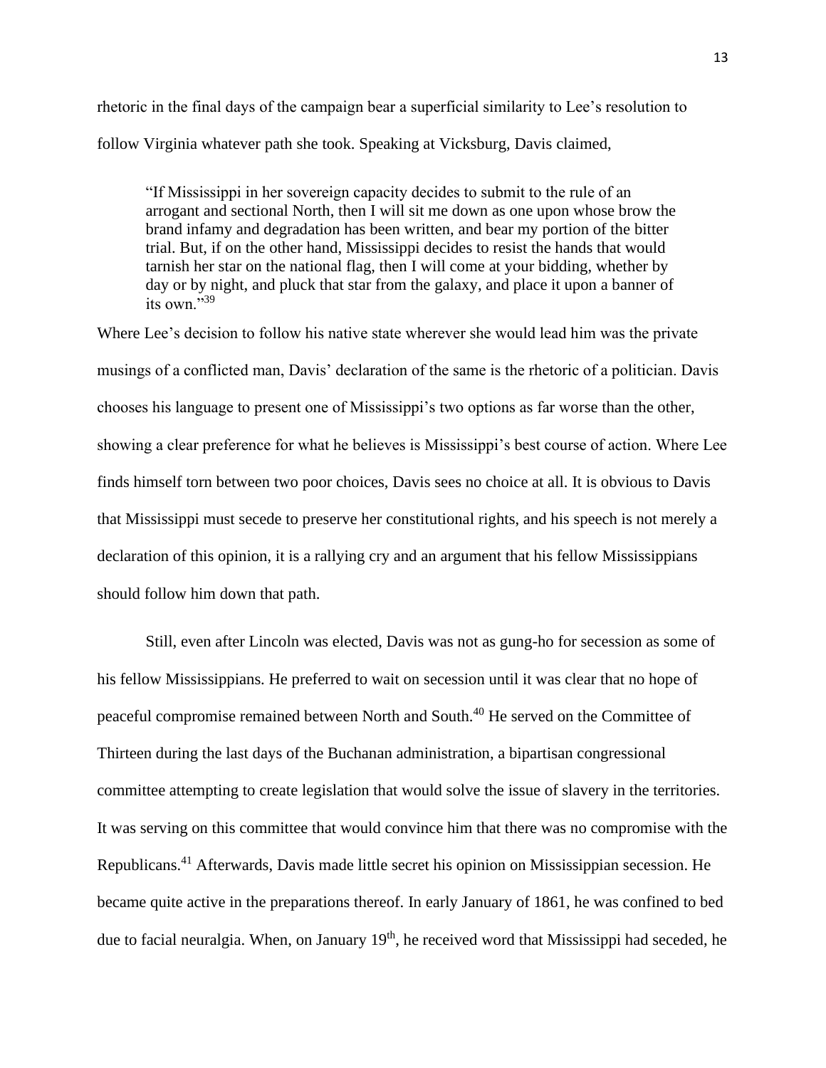rhetoric in the final days of the campaign bear a superficial similarity to Lee's resolution to follow Virginia whatever path she took. Speaking at Vicksburg, Davis claimed,

> "If Mississippi in her sovereign capacity decides to submit to the rule of an arrogant and sectional North, then I will sit me down as one upon whose brow the brand infamy and degradation has been written, and bear my portion of the bitter trial. But, if on the other hand, Mississippi decides to resist the hands that would tarnish her star on the national flag, then I will come at your bidding, whether by day or by night, and pluck that star from the galaxy, and place it upon a banner of its own."[39]

Where Lee's decision to follow his native state wherever she would lead him was the private musings of a conflicted man, Davis' declaration of the same is the rhetoric of a politician. Davis chooses his language to present one of Mississippi's two options as far worse than the other, showing a clear preference for what he believes is Mississippi's best course of action. Where Lee finds himself torn between two poor choices, Davis sees no choice at all. It is obvious to Davis that Mississippi must secede to preserve her constitutional rights, and his speech is not merely a declaration of this opinion, it is a rallying cry and an argument that his fellow Mississippians should follow him down that path.

Still, even after Lincoln was elected, Davis was not as gung-ho for secession as some of his fellow Mississippians. He preferred to wait on secession until it was clear that no hope of peaceful compromise remained between North and South.[40] He served on the Committee of Thirteen during the last days of the Buchanan administration, a bipartisan congressional committee attempting to create legislation that would solve the issue of slavery in the territories. It was serving on this committee that would convince him that there was no compromise with the Republicans.[41] Afterwards, Davis made little secret his opinion on Mississippian secession. He became quite active in the preparations thereof. In early January of 1861, he was confined to bed due to facial neuralgia. When, on January 19th, he received word that Mississippi had seceded, he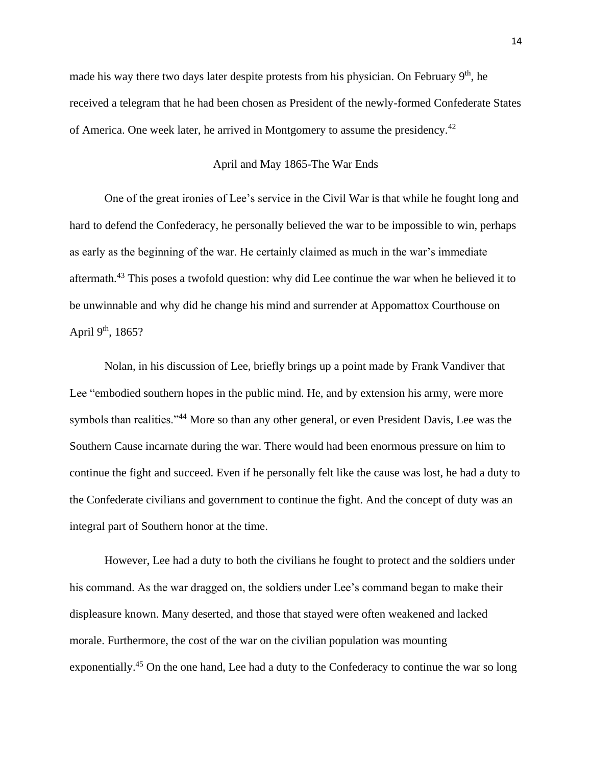made his way there two days later despite protests from his physician. On February 9th, he received a telegram that he had been chosen as President of the newly-formed Confederate States of America. One week later, he arrived in Montgomery to assume the presidency.[42]

## April and May 1865-The War Ends

One of the great ironies of Lee's service in the Civil War is that while he fought long and hard to defend the Confederacy, he personally believed the war to be impossible to win, perhaps as early as the beginning of the war. He certainly claimed as much in the war's immediate aftermath.[43] This poses a twofold question: why did Lee continue the war when he believed it to be unwinnable and why did he change his mind and surrender at Appomattox Courthouse on April 9th, 1865?

Nolan, in his discussion of Lee, briefly brings up a point made by Frank Vandiver that Lee "embodied southern hopes in the public mind. He, and by extension his army, were more symbols than realities."[44] More so than any other general, or even President Davis, Lee was the Southern Cause incarnate during the war. There would had been enormous pressure on him to continue the fight and succeed. Even if he personally felt like the cause was lost, he had a duty to the Confederate civilians and government to continue the fight. And the concept of duty was an integral part of Southern honor at the time.

However, Lee had a duty to both the civilians he fought to protect and the soldiers under his command. As the war dragged on, the soldiers under Lee's command began to make their displeasure known. Many deserted, and those that stayed were often weakened and lacked morale. Furthermore, the cost of the war on the civilian population was mounting exponentially.[45] On the one hand, Lee had a duty to the Confederacy to continue the war so long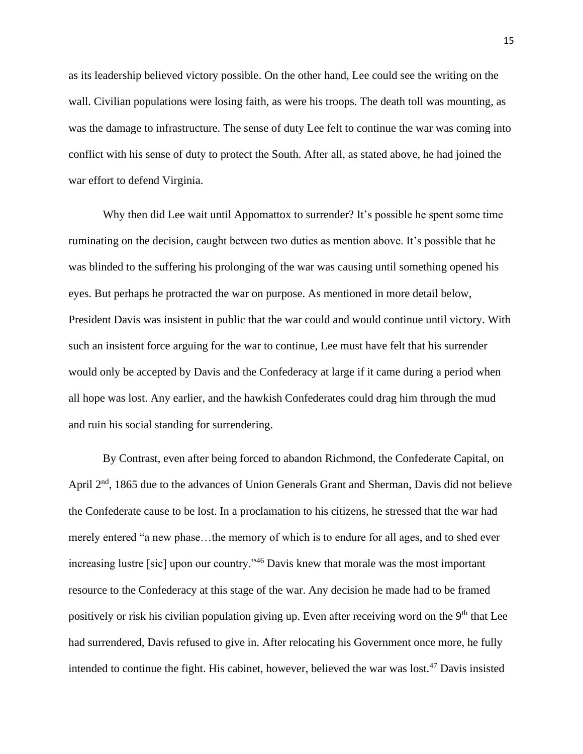as its leadership believed victory possible. On the other hand, Lee could see the writing on the wall. Civilian populations were losing faith, as were his troops. The death toll was mounting, as was the damage to infrastructure. The sense of duty Lee felt to continue the war was coming into conflict with his sense of duty to protect the South. After all, as stated above, he had joined the war effort to defend Virginia.

Why then did Lee wait until Appomattox to surrender? It's possible he spent some time ruminating on the decision, caught between two duties as mention above. It's possible that he was blinded to the suffering his prolonging of the war was causing until something opened his eyes. But perhaps he protracted the war on purpose. As mentioned in more detail below, President Davis was insistent in public that the war could and would continue until victory. With such an insistent force arguing for the war to continue, Lee must have felt that his surrender would only be accepted by Davis and the Confederacy at large if it came during a period when all hope was lost. Any earlier, and the hawkish Confederates could drag him through the mud and ruin his social standing for surrendering.

By Contrast, even after being forced to abandon Richmond, the Confederate Capital, on April 2nd, 1865 due to the advances of Union Generals Grant and Sherman, Davis did not believe the Confederate cause to be lost. In a proclamation to his citizens, he stressed that the war had merely entered "a new phase…the memory of which is to endure for all ages, and to shed ever increasing lustre [sic] upon our country."[46] Davis knew that morale was the most important resource to the Confederacy at this stage of the war. Any decision he made had to be framed positively or risk his civilian population giving up. Even after receiving word on the 9th that Lee had surrendered, Davis refused to give in. After relocating his Government once more, he fully intended to continue the fight. His cabinet, however, believed the war was lost.[47] Davis insisted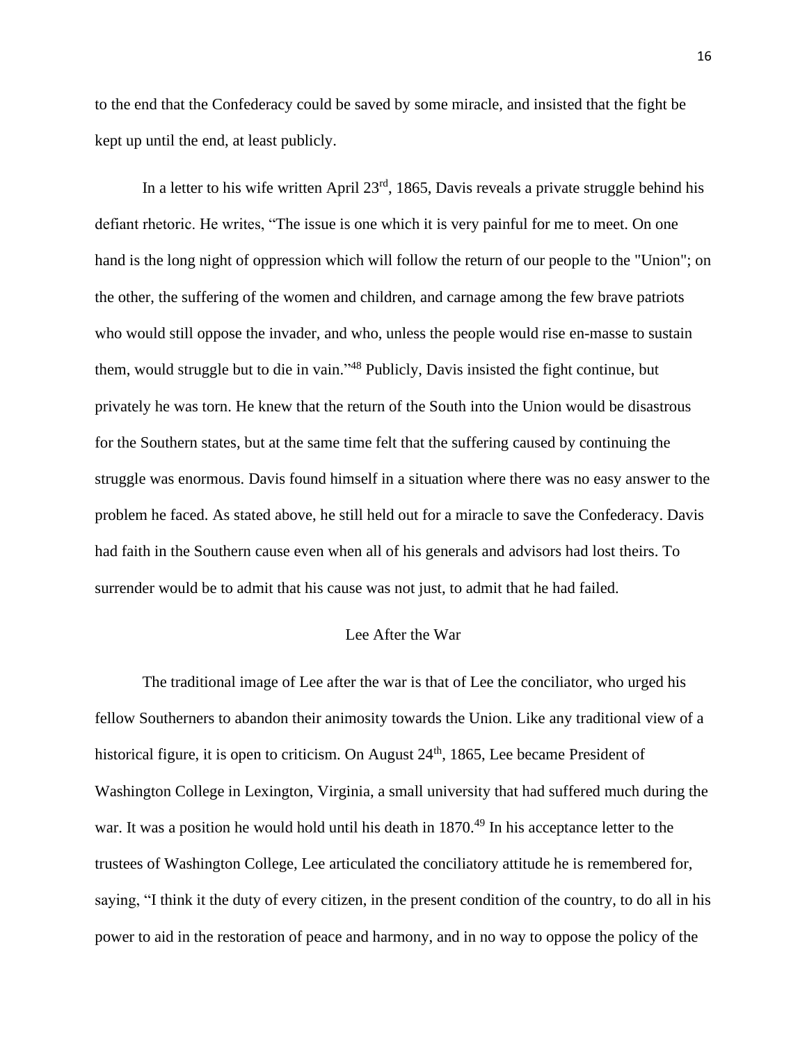to the end that the Confederacy could be saved by some miracle, and insisted that the fight be kept up until the end, at least publicly.

In a letter to his wife written April 23rd, 1865, Davis reveals a private struggle behind his defiant rhetoric. He writes, "The issue is one which it is very painful for me to meet. On one hand is the long night of oppression which will follow the return of our people to the "Union"; on the other, the suffering of the women and children, and carnage among the few brave patriots who would still oppose the invader, and who, unless the people would rise en-masse to sustain them, would struggle but to die in vain."[48] Publicly, Davis insisted the fight continue, but privately he was torn. He knew that the return of the South into the Union would be disastrous for the Southern states, but at the same time felt that the suffering caused by continuing the struggle was enormous. Davis found himself in a situation where there was no easy answer to the problem he faced. As stated above, he still held out for a miracle to save the Confederacy. Davis had faith in the Southern cause even when all of his generals and advisors had lost theirs. To surrender would be to admit that his cause was not just, to admit that he had failed.

## Lee After the War

The traditional image of Lee after the war is that of Lee the conciliator, who urged his fellow Southerners to abandon their animosity towards the Union. Like any traditional view of a historical figure, it is open to criticism. On August 24th, 1865, Lee became President of Washington College in Lexington, Virginia, a small university that had suffered much during the war. It was a position he would hold until his death in 1870.[49] In his acceptance letter to the trustees of Washington College, Lee articulated the conciliatory attitude he is remembered for, saying, "I think it the duty of every citizen, in the present condition of the country, to do all in his power to aid in the restoration of peace and harmony, and in no way to oppose the policy of the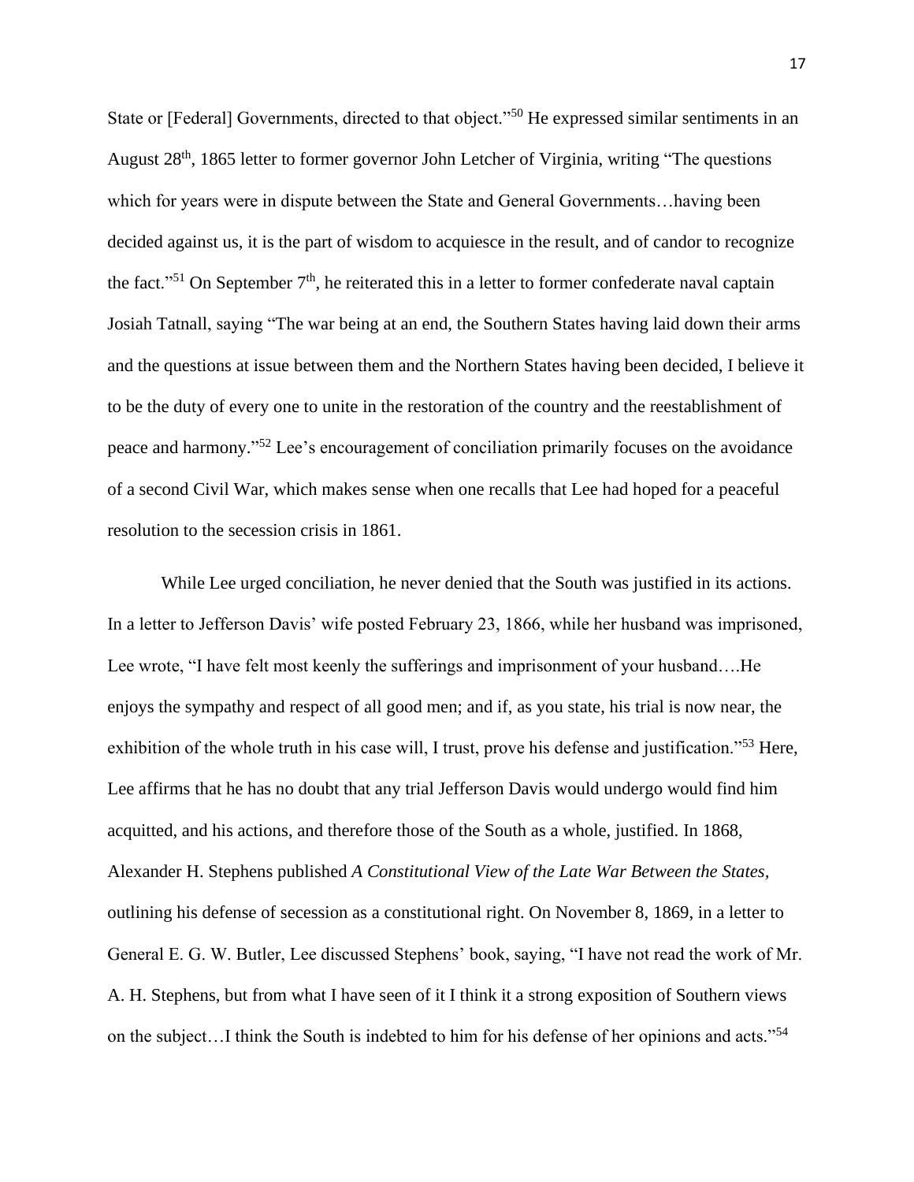State or [Federal] Governments, directed to that object."[50] He expressed similar sentiments in an August 28th, 1865 letter to former governor John Letcher of Virginia, writing "The questions which for years were in dispute between the State and General Governments…having been decided against us, it is the part of wisdom to acquiesce in the result, and of candor to recognize the fact."[51] On September 7th, he reiterated this in a letter to former confederate naval captain Josiah Tatnall, saying "The war being at an end, the Southern States having laid down their arms and the questions at issue between them and the Northern States having been decided, I believe it to be the duty of every one to unite in the restoration of the country and the reestablishment of peace and harmony."[52] Lee's encouragement of conciliation primarily focuses on the avoidance of a second Civil War, which makes sense when one recalls that Lee had hoped for a peaceful resolution to the secession crisis in 1861.

While Lee urged conciliation, he never denied that the South was justified in its actions. In a letter to Jefferson Davis' wife posted February 23, 1866, while her husband was imprisoned, Lee wrote, "I have felt most keenly the sufferings and imprisonment of your husband….He enjoys the sympathy and respect of all good men; and if, as you state, his trial is now near, the exhibition of the whole truth in his case will, I trust, prove his defense and justification."[53] Here, Lee affirms that he has no doubt that any trial Jefferson Davis would undergo would find him acquitted, and his actions, and therefore those of the South as a whole, justified. In 1868, Alexander H. Stephens published *A Constitutional View of the Late War Between the States,* outlining his defense of secession as a constitutional right. On November 8, 1869, in a letter to General E. G. W. Butler, Lee discussed Stephens' book, saying, "I have not read the work of Mr. A. H. Stephens, but from what I have seen of it I think it a strong exposition of Southern views on the subject…I think the South is indebted to him for his defense of her opinions and acts."[54]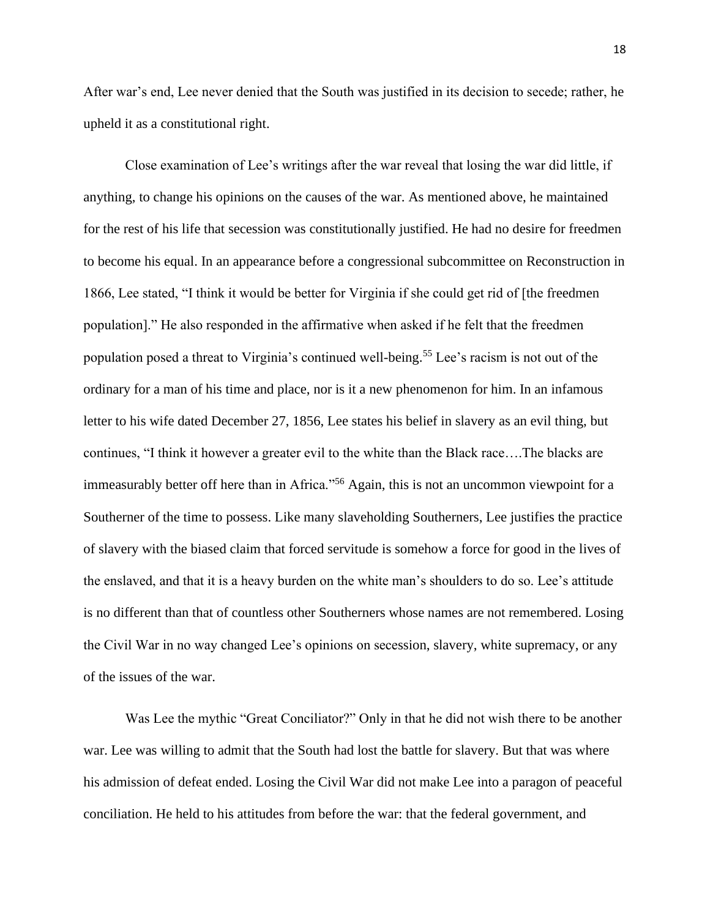After war's end, Lee never denied that the South was justified in its decision to secede; rather, he upheld it as a constitutional right.

Close examination of Lee's writings after the war reveal that losing the war did little, if anything, to change his opinions on the causes of the war. As mentioned above, he maintained for the rest of his life that secession was constitutionally justified. He had no desire for freedmen to become his equal. In an appearance before a congressional subcommittee on Reconstruction in 1866, Lee stated, "I think it would be better for Virginia if she could get rid of [the freedmen population]." He also responded in the affirmative when asked if he felt that the freedmen population posed a threat to Virginia's continued well-being.[55] Lee's racism is not out of the ordinary for a man of his time and place, nor is it a new phenomenon for him. In an infamous letter to his wife dated December 27, 1856, Lee states his belief in slavery as an evil thing, but continues, "I think it however a greater evil to the white than the Black race….The blacks are immeasurably better off here than in Africa."[56] Again, this is not an uncommon viewpoint for a Southerner of the time to possess. Like many slaveholding Southerners, Lee justifies the practice of slavery with the biased claim that forced servitude is somehow a force for good in the lives of the enslaved, and that it is a heavy burden on the white man's shoulders to do so. Lee's attitude is no different than that of countless other Southerners whose names are not remembered. Losing the Civil War in no way changed Lee's opinions on secession, slavery, white supremacy, or any of the issues of the war.

Was Lee the mythic "Great Conciliator?" Only in that he did not wish there to be another war. Lee was willing to admit that the South had lost the battle for slavery. But that was where his admission of defeat ended. Losing the Civil War did not make Lee into a paragon of peaceful conciliation. He held to his attitudes from before the war: that the federal government, and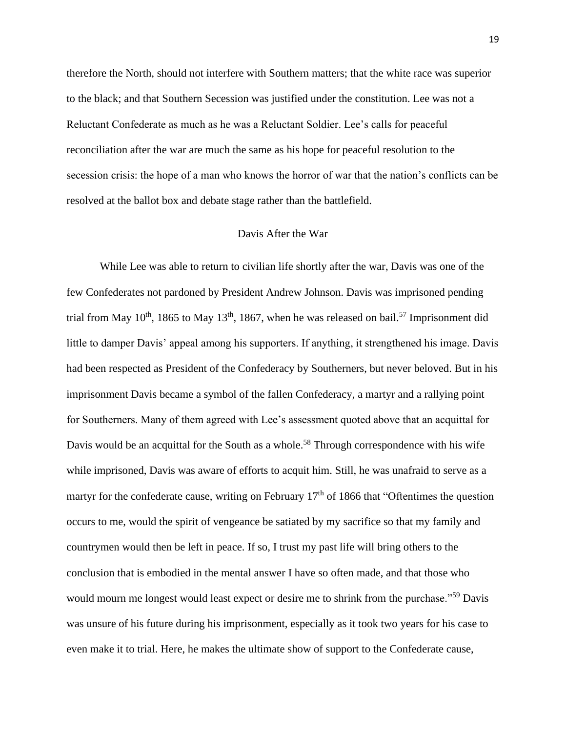therefore the North, should not interfere with Southern matters; that the white race was superior to the black; and that Southern Secession was justified under the constitution. Lee was not a Reluctant Confederate as much as he was a Reluctant Soldier. Lee's calls for peaceful reconciliation after the war are much the same as his hope for peaceful resolution to the secession crisis: the hope of a man who knows the horror of war that the nation's conflicts can be resolved at the ballot box and debate stage rather than the battlefield.

## Davis After the War

While Lee was able to return to civilian life shortly after the war, Davis was one of the few Confederates not pardoned by President Andrew Johnson. Davis was imprisoned pending trial from May 10th, 1865 to May 13th, 1867, when he was released on bail.[57] Imprisonment did little to damper Davis' appeal among his supporters. If anything, it strengthened his image. Davis had been respected as President of the Confederacy by Southerners, but never beloved. But in his imprisonment Davis became a symbol of the fallen Confederacy, a martyr and a rallying point for Southerners. Many of them agreed with Lee's assessment quoted above that an acquittal for Davis would be an acquittal for the South as a whole.[58] Through correspondence with his wife while imprisoned, Davis was aware of efforts to acquit him. Still, he was unafraid to serve as a martyr for the confederate cause, writing on February 17th of 1866 that "Oftentimes the question occurs to me, would the spirit of vengeance be satiated by my sacrifice so that my family and countrymen would then be left in peace. If so, I trust my past life will bring others to the conclusion that is embodied in the mental answer I have so often made, and that those who would mourn me longest would least expect or desire me to shrink from the purchase."[59] Davis was unsure of his future during his imprisonment, especially as it took two years for his case to even make it to trial. Here, he makes the ultimate show of support to the Confederate cause,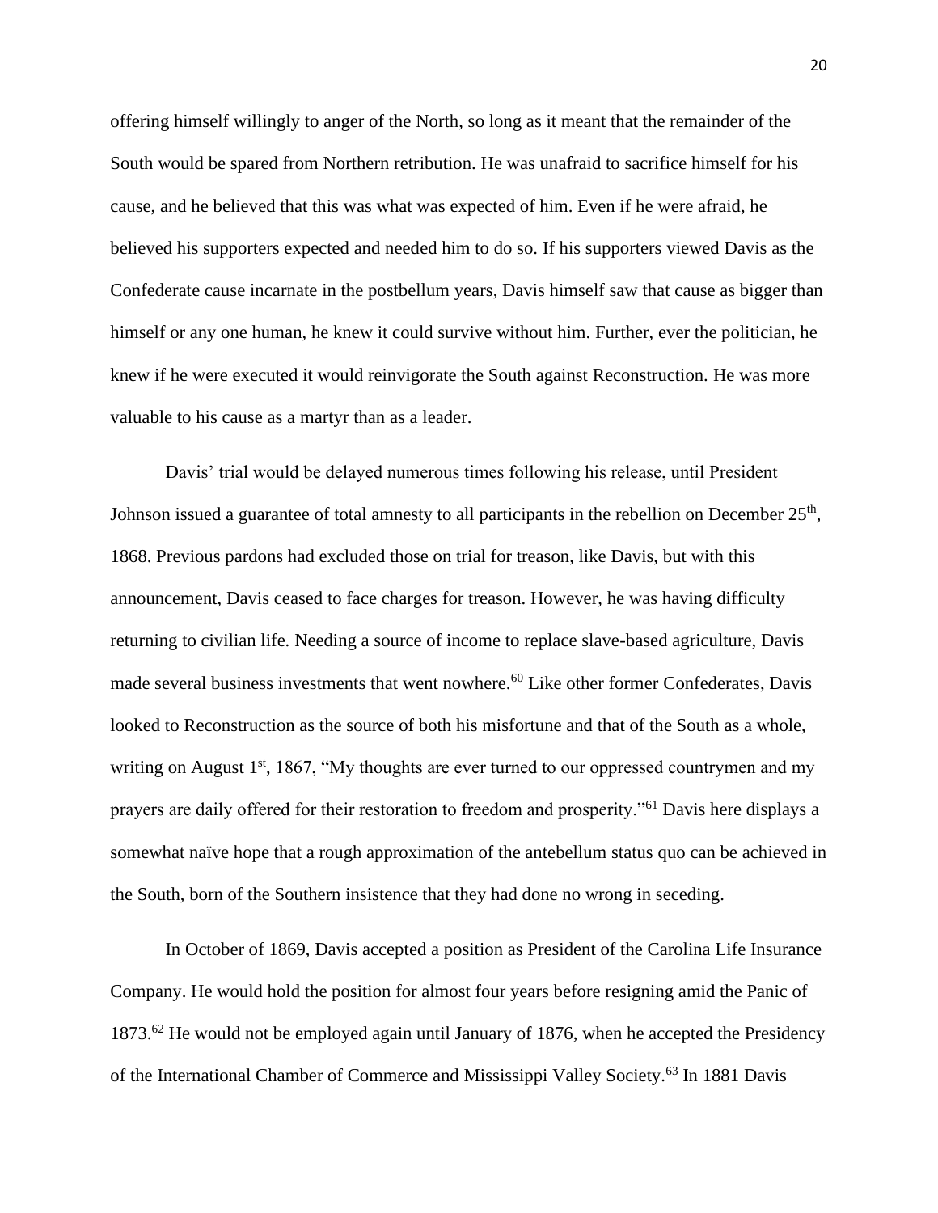offering himself willingly to anger of the North, so long as it meant that the remainder of the South would be spared from Northern retribution. He was unafraid to sacrifice himself for his cause, and he believed that this was what was expected of him. Even if he were afraid, he believed his supporters expected and needed him to do so. If his supporters viewed Davis as the Confederate cause incarnate in the postbellum years, Davis himself saw that cause as bigger than himself or any one human, he knew it could survive without him. Further, ever the politician, he knew if he were executed it would reinvigorate the South against Reconstruction. He was more valuable to his cause as a martyr than as a leader.

Davis' trial would be delayed numerous times following his release, until President Johnson issued a guarantee of total amnesty to all participants in the rebellion on December 25th, 1868. Previous pardons had excluded those on trial for treason, like Davis, but with this announcement, Davis ceased to face charges for treason. However, he was having difficulty returning to civilian life. Needing a source of income to replace slave-based agriculture, Davis made several business investments that went nowhere.[60] Like other former Confederates, Davis looked to Reconstruction as the source of both his misfortune and that of the South as a whole, writing on August 1st, 1867, "My thoughts are ever turned to our oppressed countrymen and my prayers are daily offered for their restoration to freedom and prosperity."[61] Davis here displays a somewhat naïve hope that a rough approximation of the antebellum status quo can be achieved in the South, born of the Southern insistence that they had done no wrong in seceding.

In October of 1869, Davis accepted a position as President of the Carolina Life Insurance Company. He would hold the position for almost four years before resigning amid the Panic of 1873.[62] He would not be employed again until January of 1876, when he accepted the Presidency of the International Chamber of Commerce and Mississippi Valley Society.[63] In 1881 Davis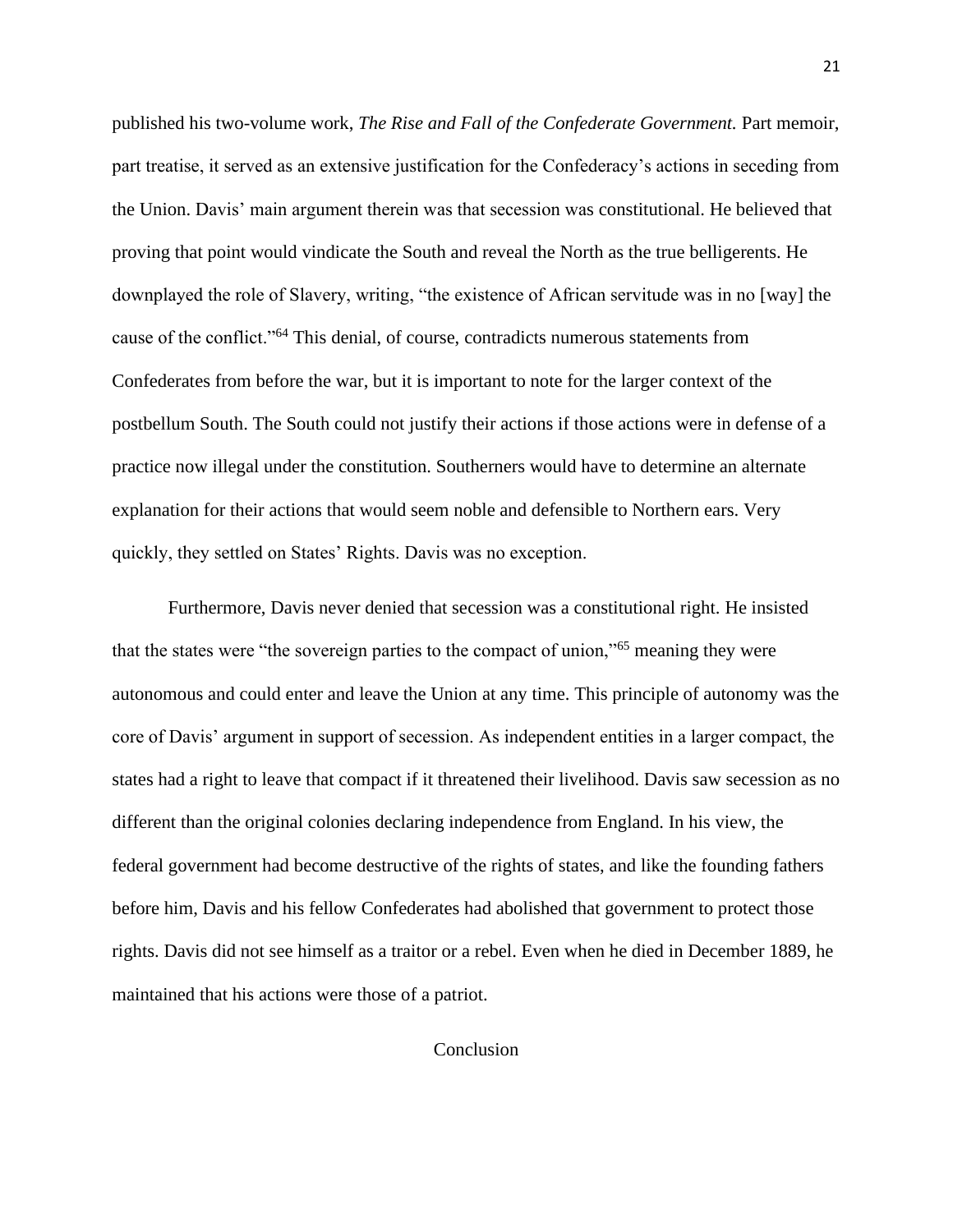published his two-volume work, *The Rise and Fall of the Confederate Government.* Part memoir, part treatise, it served as an extensive justification for the Confederacy's actions in seceding from the Union. Davis' main argument therein was that secession was constitutional. He believed that proving that point would vindicate the South and reveal the North as the true belligerents. He downplayed the role of Slavery, writing, "the existence of African servitude was in no [way] the cause of the conflict."[64] This denial, of course, contradicts numerous statements from Confederates from before the war, but it is important to note for the larger context of the postbellum South. The South could not justify their actions if those actions were in defense of a practice now illegal under the constitution. Southerners would have to determine an alternate explanation for their actions that would seem noble and defensible to Northern ears. Very quickly, they settled on States' Rights. Davis was no exception.

Furthermore, Davis never denied that secession was a constitutional right. He insisted that the states were "the sovereign parties to the compact of union,"[65] meaning they were autonomous and could enter and leave the Union at any time. This principle of autonomy was the core of Davis' argument in support of secession. As independent entities in a larger compact, the states had a right to leave that compact if it threatened their livelihood. Davis saw secession as no different than the original colonies declaring independence from England. In his view, the federal government had become destructive of the rights of states, and like the founding fathers before him, Davis and his fellow Confederates had abolished that government to protect those rights. Davis did not see himself as a traitor or a rebel. Even when he died in December 1889, he maintained that his actions were those of a patriot.

## Conclusion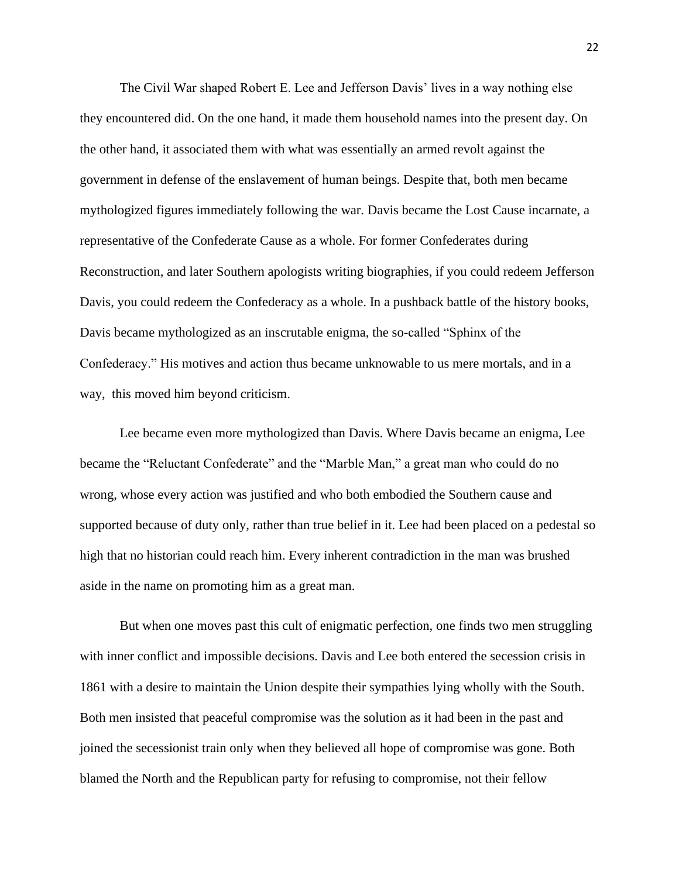The Civil War shaped Robert E. Lee and Jefferson Davis' lives in a way nothing else they encountered did. On the one hand, it made them household names into the present day. On the other hand, it associated them with what was essentially an armed revolt against the government in defense of the enslavement of human beings. Despite that, both men became mythologized figures immediately following the war. Davis became the Lost Cause incarnate, a representative of the Confederate Cause as a whole. For former Confederates during Reconstruction, and later Southern apologists writing biographies, if you could redeem Jefferson Davis, you could redeem the Confederacy as a whole. In a pushback battle of the history books, Davis became mythologized as an inscrutable enigma, the so-called "Sphinx of the Confederacy." His motives and action thus became unknowable to us mere mortals, and in a way, this moved him beyond criticism.

Lee became even more mythologized than Davis. Where Davis became an enigma, Lee became the "Reluctant Confederate" and the "Marble Man," a great man who could do no wrong, whose every action was justified and who both embodied the Southern cause and supported because of duty only, rather than true belief in it. Lee had been placed on a pedestal so high that no historian could reach him. Every inherent contradiction in the man was brushed aside in the name on promoting him as a great man.

But when one moves past this cult of enigmatic perfection, one finds two men struggling with inner conflict and impossible decisions. Davis and Lee both entered the secession crisis in 1861 with a desire to maintain the Union despite their sympathies lying wholly with the South. Both men insisted that peaceful compromise was the solution as it had been in the past and joined the secessionist train only when they believed all hope of compromise was gone. Both blamed the North and the Republican party for refusing to compromise, not their fellow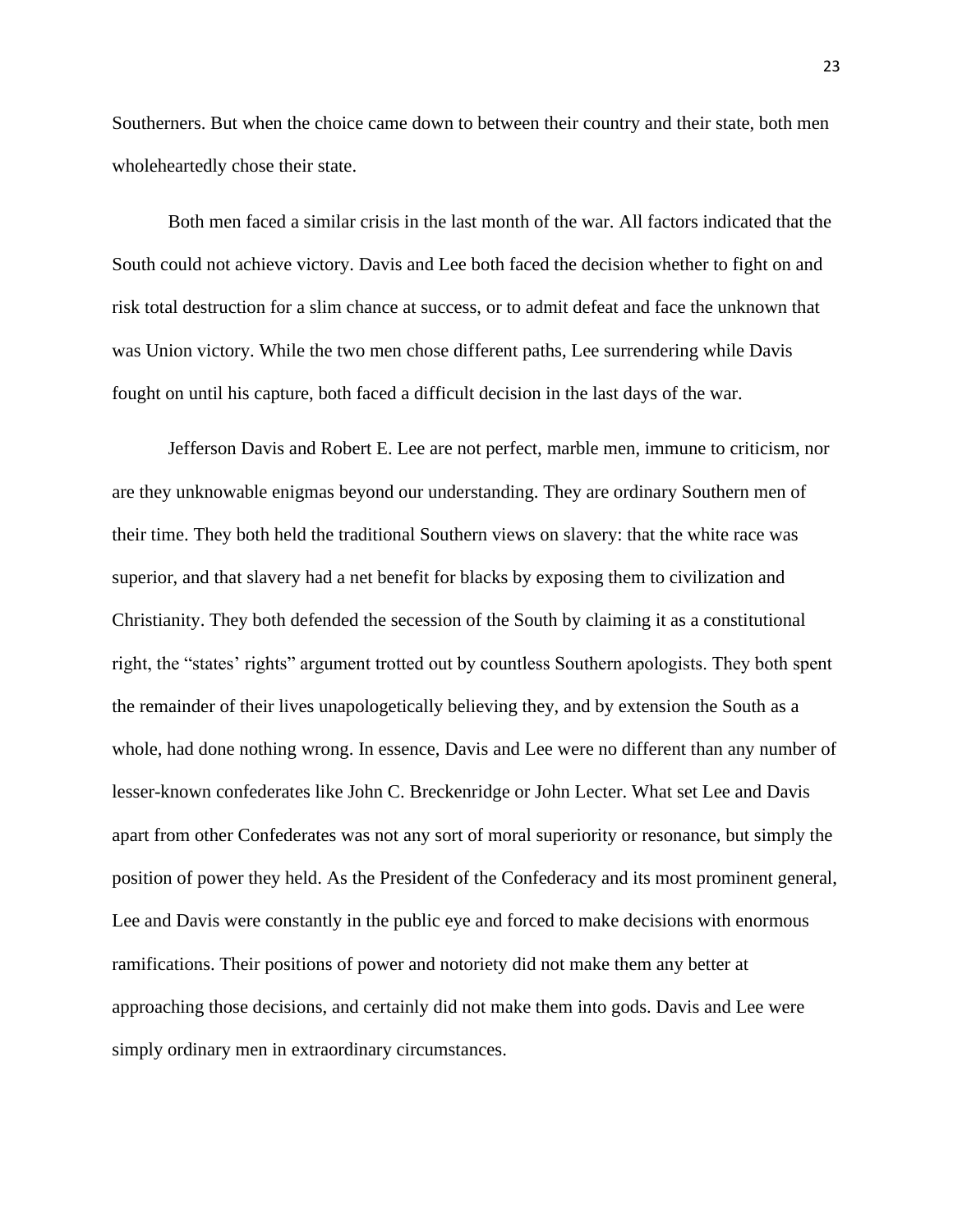Southerners. But when the choice came down to between their country and their state, both men wholeheartedly chose their state.

Both men faced a similar crisis in the last month of the war. All factors indicated that the South could not achieve victory. Davis and Lee both faced the decision whether to fight on and risk total destruction for a slim chance at success, or to admit defeat and face the unknown that was Union victory. While the two men chose different paths, Lee surrendering while Davis fought on until his capture, both faced a difficult decision in the last days of the war.

Jefferson Davis and Robert E. Lee are not perfect, marble men, immune to criticism, nor are they unknowable enigmas beyond our understanding. They are ordinary Southern men of their time. They both held the traditional Southern views on slavery: that the white race was superior, and that slavery had a net benefit for blacks by exposing them to civilization and Christianity. They both defended the secession of the South by claiming it as a constitutional right, the "states' rights" argument trotted out by countless Southern apologists. They both spent the remainder of their lives unapologetically believing they, and by extension the South as a whole, had done nothing wrong. In essence, Davis and Lee were no different than any number of lesser-known confederates like John C. Breckenridge or John Lecter. What set Lee and Davis apart from other Confederates was not any sort of moral superiority or resonance, but simply the position of power they held. As the President of the Confederacy and its most prominent general, Lee and Davis were constantly in the public eye and forced to make decisions with enormous ramifications. Their positions of power and notoriety did not make them any better at approaching those decisions, and certainly did not make them into gods. Davis and Lee were simply ordinary men in extraordinary circumstances.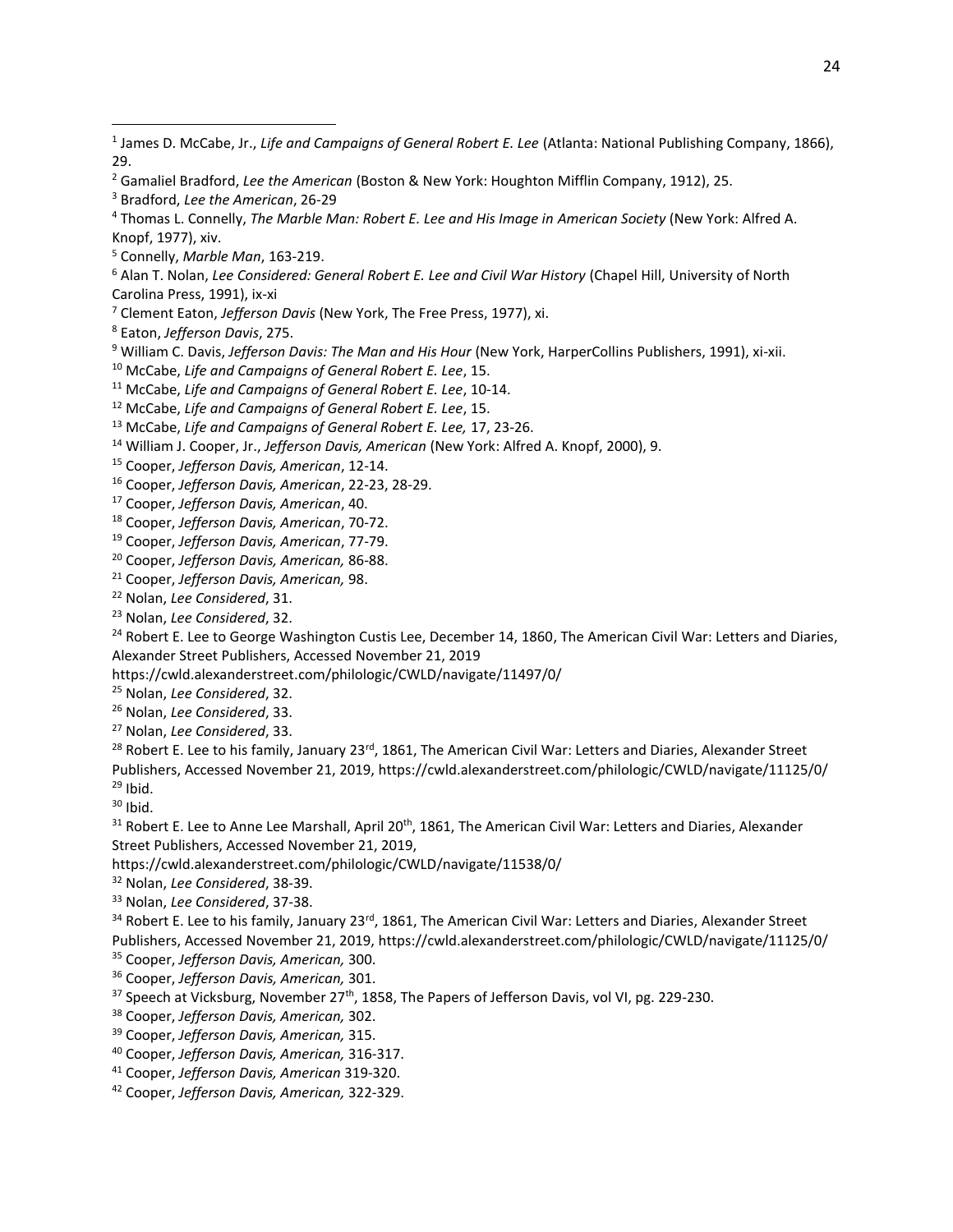[1] James D. McCabe, Jr., *Life and Campaigns of General Robert E. Lee* (Atlanta: National Publishing Company, 1866), 29.

[2] Gamaliel Bradford, *Lee the American* (Boston & New York: Houghton Mifflin Company, 1912), 25.

[3] Bradford, *Lee the American*, 26-29

[4] Thomas L. Connelly, *The Marble Man: Robert E. Lee and His Image in American Society* (New York: Alfred A. Knopf, 1977), xiv.

[5] Connelly, *Marble Man*, 163-219.

[6] Alan T. Nolan, *Lee Considered: General Robert E. Lee and Civil War History* (Chapel Hill, University of North Carolina Press, 1991), ix-xi

[7] Clement Eaton, *Jefferson Davis* (New York, The Free Press, 1977), xi.

[8] Eaton, *Jefferson Davis*, 275.

[9] William C. Davis, *Jefferson Davis: The Man and His Hour* (New York, HarperCollins Publishers, 1991), xi-xii.

[10] McCabe, *Life and Campaigns of General Robert E. Lee*, 15.

[11] McCabe, *Life and Campaigns of General Robert E. Lee*, 10-14.

[12] McCabe, *Life and Campaigns of General Robert E. Lee*, 15.

[13] McCabe, *Life and Campaigns of General Robert E. Lee,* 17, 23-26.

[14] William J. Cooper, Jr., *Jefferson Davis, American* (New York: Alfred A. Knopf, 2000), 9.

[15] Cooper, *Jefferson Davis, American*, 12-14.

[16] Cooper, *Jefferson Davis, American*, 22-23, 28-29.

[17] Cooper, *Jefferson Davis, American*, 40.

[18] Cooper, *Jefferson Davis, American*, 70-72.

[19] Cooper, *Jefferson Davis, American*, 77-79.

[20] Cooper, *Jefferson Davis, American,* 86-88.

[21] Cooper, *Jefferson Davis, American,* 98.

[22] Nolan, *Lee Considered*, 31.

[23] Nolan, *Lee Considered*, 32.

[24] Robert E. Lee to George Washington Custis Lee, December 14, 1860, The American Civil War: Letters and Diaries, Alexander Street Publishers, Accessed November 21, 2019 https://cwld.alexanderstreet.com/philologic/CWLD/navigate/11497/0/

[25] Nolan, *Lee Considered*, 32.

[26] Nolan, *Lee Considered*, 33.

[27] Nolan, *Lee Considered*, 33.

[28] Robert E. Lee to his family, January 23rd, 1861, The American Civil War: Letters and Diaries, Alexander Street Publishers, Accessed November 21, 2019, https://cwld.alexanderstreet.com/philologic/CWLD/navigate/11125/0/

[29] Ibid.

[30] Ibid.

[31] Robert E. Lee to Anne Lee Marshall, April 20th, 1861, The American Civil War: Letters and Diaries, Alexander Street Publishers, Accessed November 21, 2019, https://cwld.alexanderstreet.com/philologic/CWLD/navigate/11538/0/

[32] Nolan, *Lee Considered*, 38-39.

[33] Nolan, *Lee Considered*, 37-38.

[34] Robert E. Lee to his family, January 23rd, 1861, The American Civil War: Letters and Diaries, Alexander Street Publishers, Accessed November 21, 2019, https://cwld.alexanderstreet.com/philologic/CWLD/navigate/11125/0/

[35] Cooper, *Jefferson Davis, American,* 300.

[36] Cooper, *Jefferson Davis, American,* 301.

[37] Speech at Vicksburg, November 27th, 1858, The Papers of Jefferson Davis, vol VI, pg. 229-230.

[38] Cooper, *Jefferson Davis, American,* 302.

[39] Cooper, *Jefferson Davis, American,* 315.

[40] Cooper, *Jefferson Davis, American,* 316-317.

[41] Cooper, *Jefferson Davis, American* 319-320.

[42] Cooper, *Jefferson Davis, American,* 322-329.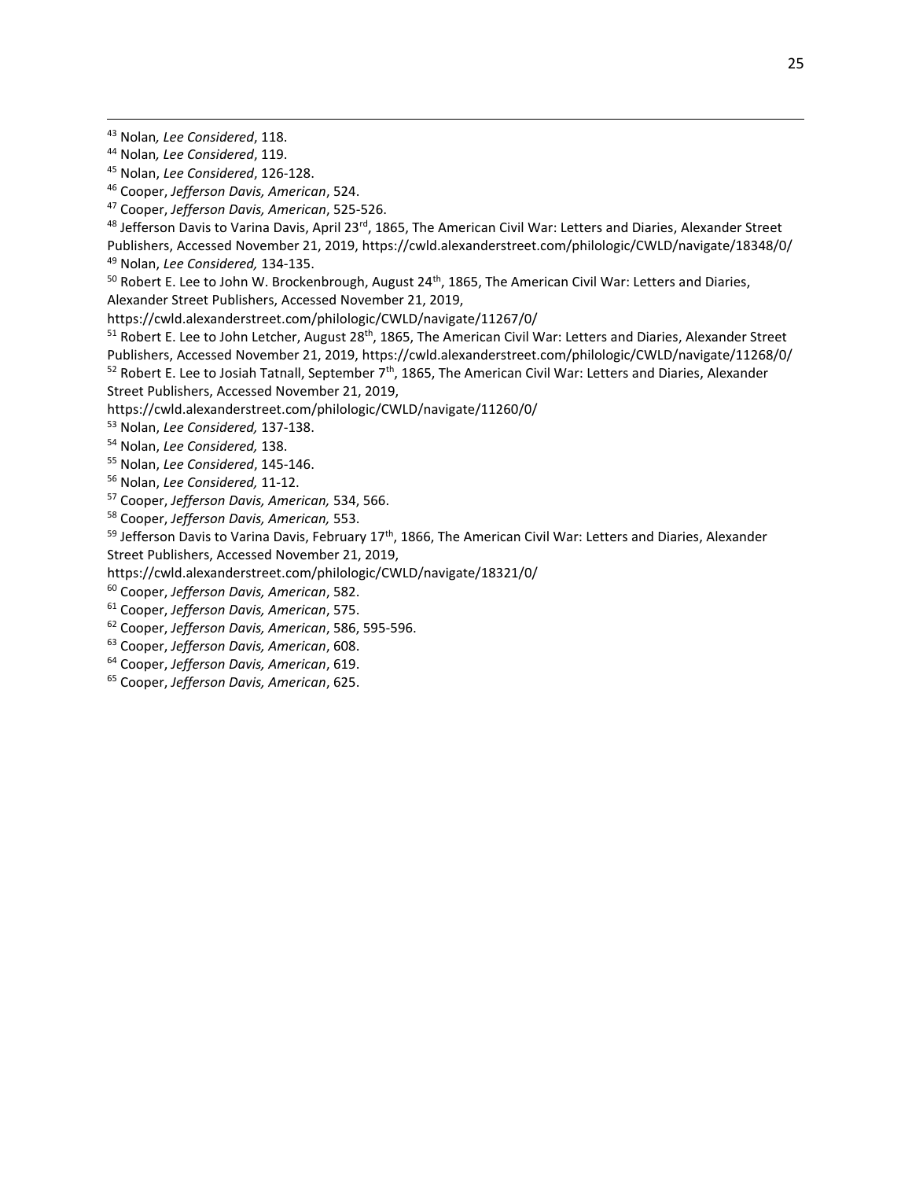[43] Nolan, *Lee Considered*, 118.
[44] Nolan, *Lee Considered*, 119.
[45] Nolan, *Lee Considered*, 126-128.
[46] Cooper, *Jefferson Davis, American*, 524.
[47] Cooper, *Jefferson Davis, American*, 525-526.
[48] Jefferson Davis to Varina Davis, April 23rd, 1865, The American Civil War: Letters and Diaries, Alexander Street Publishers, Accessed November 21, 2019, https://cwld.alexanderstreet.com/philologic/CWLD/navigate/18348/0/
[49] Nolan, *Lee Considered,* 134-135.
[50] Robert E. Lee to John W. Brockenbrough, August 24th, 1865, The American Civil War: Letters and Diaries, Alexander Street Publishers, Accessed November 21, 2019, https://cwld.alexanderstreet.com/philologic/CWLD/navigate/11267/0/
[51] Robert E. Lee to John Letcher, August 28th, 1865, The American Civil War: Letters and Diaries, Alexander Street Publishers, Accessed November 21, 2019, https://cwld.alexanderstreet.com/philologic/CWLD/navigate/11268/0/
[52] Robert E. Lee to Josiah Tatnall, September 7th, 1865, The American Civil War: Letters and Diaries, Alexander Street Publishers, Accessed November 21, 2019, https://cwld.alexanderstreet.com/philologic/CWLD/navigate/11260/0/
[53] Nolan, *Lee Considered,* 137-138.
[54] Nolan, *Lee Considered,* 138.
[55] Nolan, *Lee Considered*, 145-146.
[56] Nolan, *Lee Considered,* 11-12.
[57] Cooper, *Jefferson Davis, American,* 534, 566.
[58] Cooper, *Jefferson Davis, American,* 553.
[59] Jefferson Davis to Varina Davis, February 17th, 1866, The American Civil War: Letters and Diaries, Alexander Street Publishers, Accessed November 21, 2019, https://cwld.alexanderstreet.com/philologic/CWLD/navigate/18321/0/
[60] Cooper, *Jefferson Davis, American*, 582.
[61] Cooper, *Jefferson Davis, American*, 575.
[62] Cooper, *Jefferson Davis, American*, 586, 595-596.
[63] Cooper, *Jefferson Davis, American*, 608.
[64] Cooper, *Jefferson Davis, American*, 619.
[65] Cooper, *Jefferson Davis, American*, 625.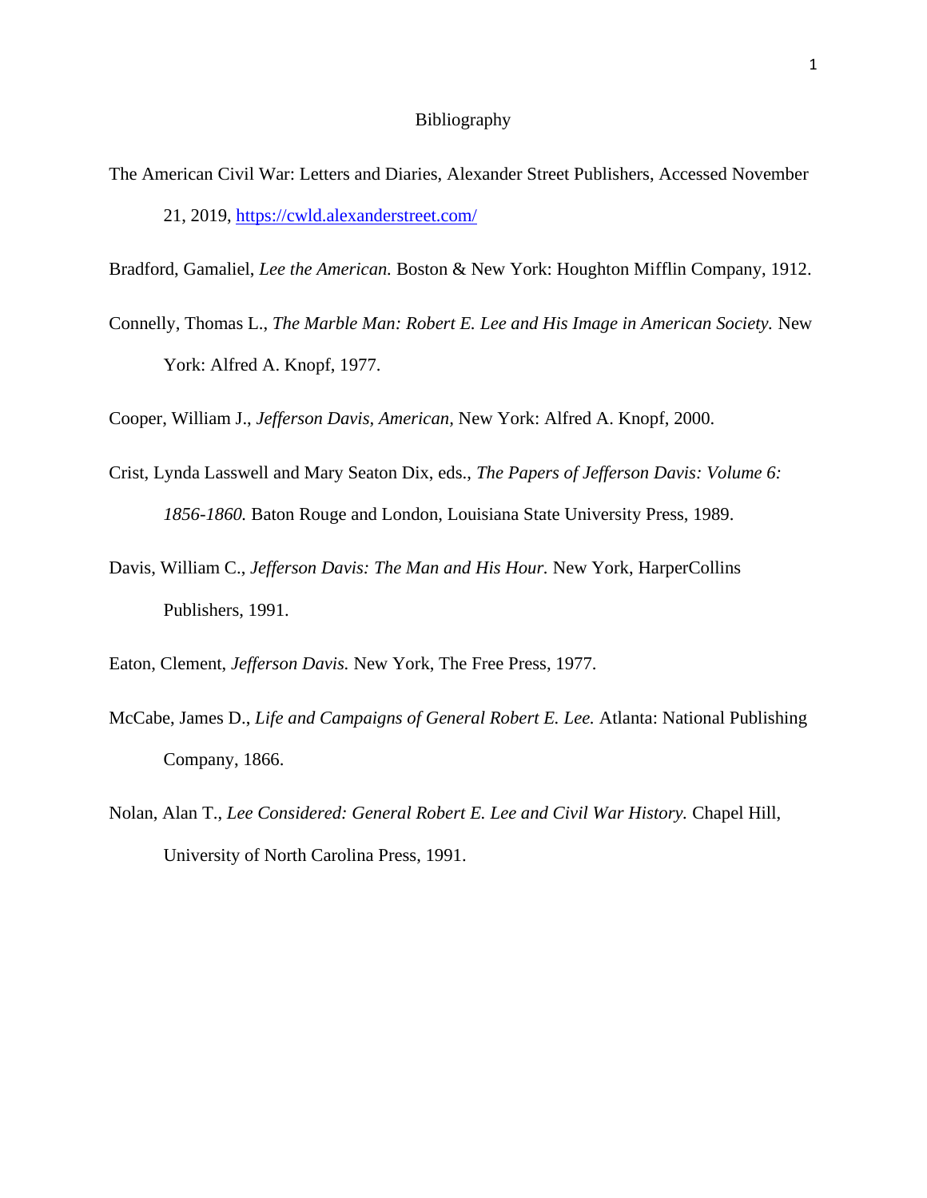# Bibliography

The American Civil War: Letters and Diaries, Alexander Street Publishers, Accessed November 21, 2019, https://cwld.alexanderstreet.com/

Bradford, Gamaliel, *Lee the American.* Boston & New York: Houghton Mifflin Company, 1912.

Connelly, Thomas L., *The Marble Man: Robert E. Lee and His Image in American Society.* New York: Alfred A. Knopf, 1977.

Cooper, William J., *Jefferson Davis, American,* New York: Alfred A. Knopf, 2000.

Crist, Lynda Lasswell and Mary Seaton Dix, eds., *The Papers of Jefferson Davis: Volume 6: 1856-1860.* Baton Rouge and London, Louisiana State University Press, 1989.

Davis, William C., *Jefferson Davis: The Man and His Hour.* New York, HarperCollins Publishers, 1991.

Eaton, Clement, *Jefferson Davis.* New York, The Free Press, 1977.

McCabe, James D., *Life and Campaigns of General Robert E. Lee.* Atlanta: National Publishing Company, 1866.

Nolan, Alan T., *Lee Considered: General Robert E. Lee and Civil War History.* Chapel Hill, University of North Carolina Press, 1991.